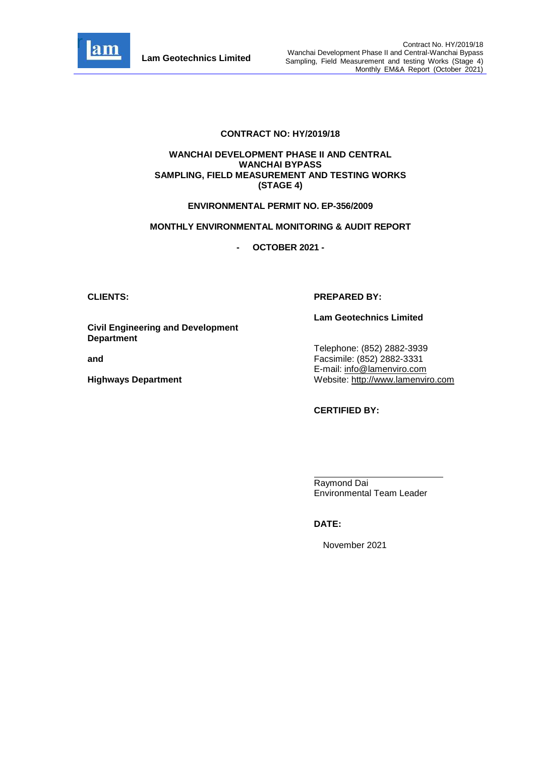# CONTRACT NO: HY/2019/18

## WANCHAI DEVELOPMENT PHASE II AND CENTRAL WANCHAI BYPASS SAMPLING, FIELD MEASUREMENT AND TESTING WORKS (STAGE 4)

## ENVIRONMENTAL PERMIT NO. EP-356/2009

## MONTHLY ENVIRONMENTAL MONITORING & AUDIT REPORT

## - OCTOBER 2021 -

**CLIENTS:**

**Civil Engineering and Development Department**

**and**

**Highways Department**

**PREPARED BY:**

**Lam Geotechnics Limited**

Telephone: (852) 2882-3939
Facsimile: (852) 2882-3331
E-mail: info@lamenviro.com
Website: http://www.lamenviro.com

**CERTIFIED BY:**

Raymond Dai
Environmental Team Leader

**DATE:**

November 2021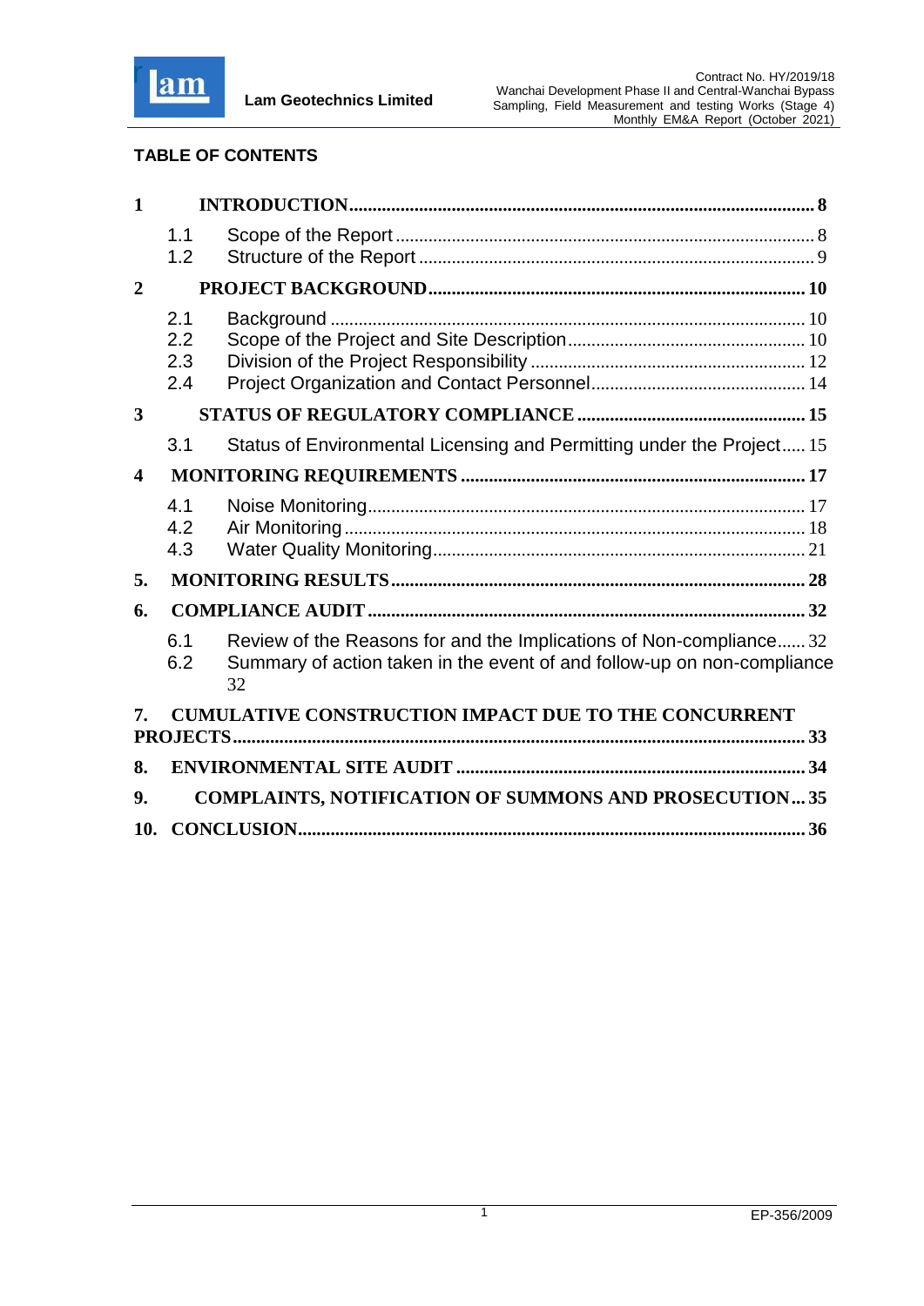## TABLE OF CONTENTS

| | | |
|---|---|---|
| **1** | **INTRODUCTION** | **8** |
| 1.1 | Scope of the Report | 8 |
| 1.2 | Structure of the Report | 9 |
| **2** | **PROJECT BACKGROUND** | **10** |
| 2.1 | Background | 10 |
| 2.2 | Scope of the Project and Site Description | 10 |
| 2.3 | Division of the Project Responsibility | 12 |
| 2.4 | Project Organization and Contact Personnel | 14 |
| **3** | **STATUS OF REGULATORY COMPLIANCE** | **15** |
| 3.1 | Status of Environmental Licensing and Permitting under the Project | 15 |
| **4** | **MONITORING REQUIREMENTS** | **17** |
| 4.1 | Noise Monitoring | 17 |
| 4.2 | Air Monitoring | 18 |
| 4.3 | Water Quality Monitoring | 21 |
| **5.** | **MONITORING RESULTS** | **28** |
| **6.** | **COMPLIANCE AUDIT** | **32** |
| 6.1 | Review of the Reasons for and the Implications of Non-compliance | 32 |
| 6.2 | Summary of action taken in the event of and follow-up on non-compliance | 32 |
| **7.** | **CUMULATIVE CONSTRUCTION IMPACT DUE TO THE CONCURRENT PROJECTS** | **33** |
| **8.** | **ENVIRONMENTAL SITE AUDIT** | **34** |
| **9.** | **COMPLAINTS, NOTIFICATION OF SUMMONS AND PROSECUTION** | **35** |
| **10.** | **CONCLUSION** | **36** |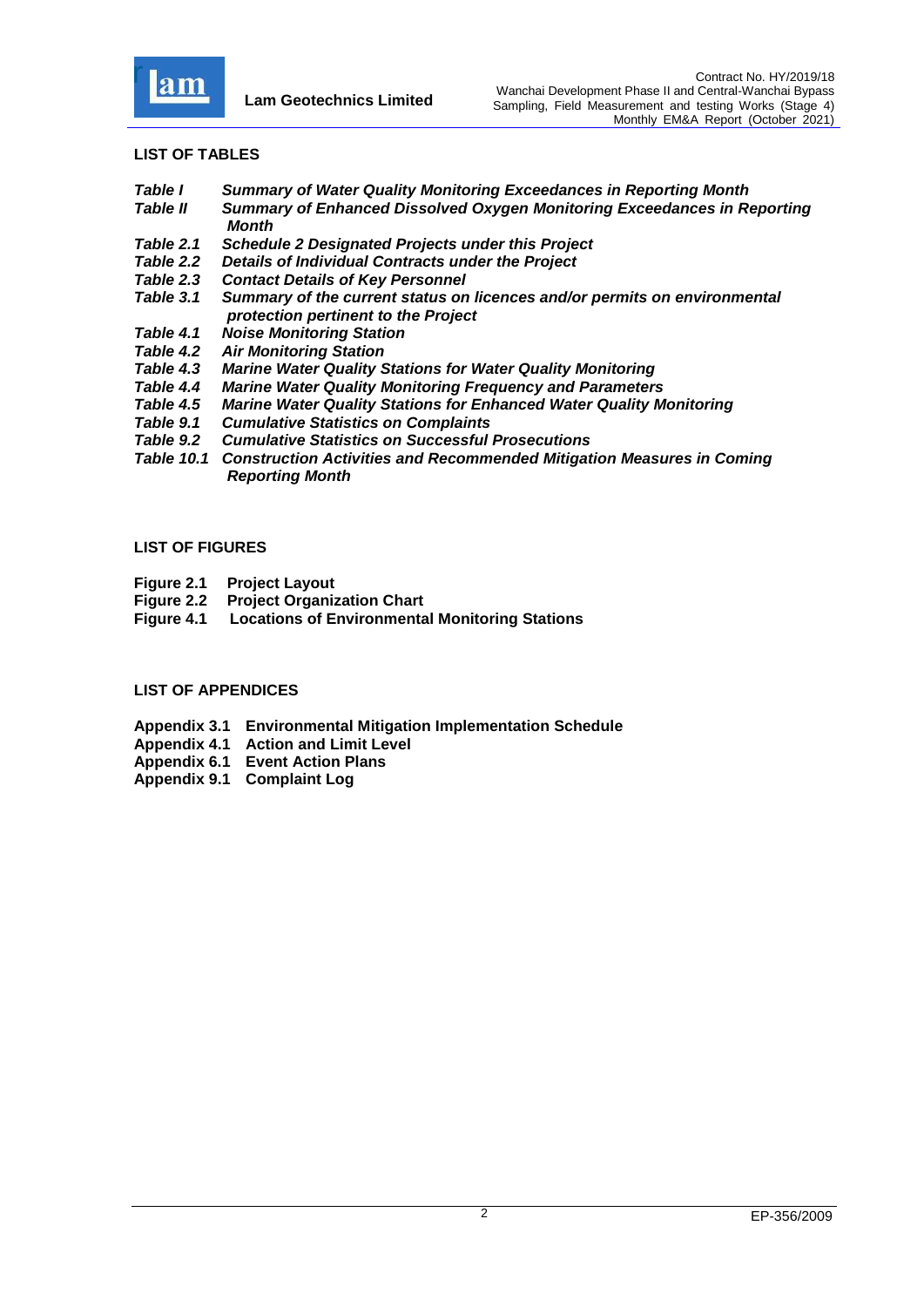## LIST OF TABLES

| | |
|---|---|
| ***Table I*** | ***Summary of Water Quality Monitoring Exceedances in Reporting Month*** |
| ***Table II*** | ***Summary of Enhanced Dissolved Oxygen Monitoring Exceedances in Reporting Month*** |
| ***Table 2.1*** | ***Schedule 2 Designated Projects under this Project*** |
| ***Table 2.2*** | ***Details of Individual Contracts under the Project*** |
| ***Table 2.3*** | ***Contact Details of Key Personnel*** |
| ***Table 3.1*** | ***Summary of the current status on licences and/or permits on environmental protection pertinent to the Project*** |
| ***Table 4.1*** | ***Noise Monitoring Station*** |
| ***Table 4.2*** | ***Air Monitoring Station*** |
| ***Table 4.3*** | ***Marine Water Quality Stations for Water Quality Monitoring*** |
| ***Table 4.4*** | ***Marine Water Quality Monitoring Frequency and Parameters*** |
| ***Table 4.5*** | ***Marine Water Quality Stations for Enhanced Water Quality Monitoring*** |
| ***Table 9.1*** | ***Cumulative Statistics on Complaints*** |
| ***Table 9.2*** | ***Cumulative Statistics on Successful Prosecutions*** |
| ***Table 10.1*** | ***Construction Activities and Recommended Mitigation Measures in Coming Reporting Month*** |

## LIST OF FIGURES

| | |
|---|---|
| **Figure 2.1** | **Project Layout** |
| **Figure 2.2** | **Project Organization Chart** |
| **Figure 4.1** | **Locations of Environmental Monitoring Stations** |

## LIST OF APPENDICES

| | |
|---|---|
| **Appendix 3.1** | **Environmental Mitigation Implementation Schedule** |
| **Appendix 4.1** | **Action and Limit Level** |
| **Appendix 6.1** | **Event Action Plans** |
| **Appendix 9.1** | **Complaint Log** |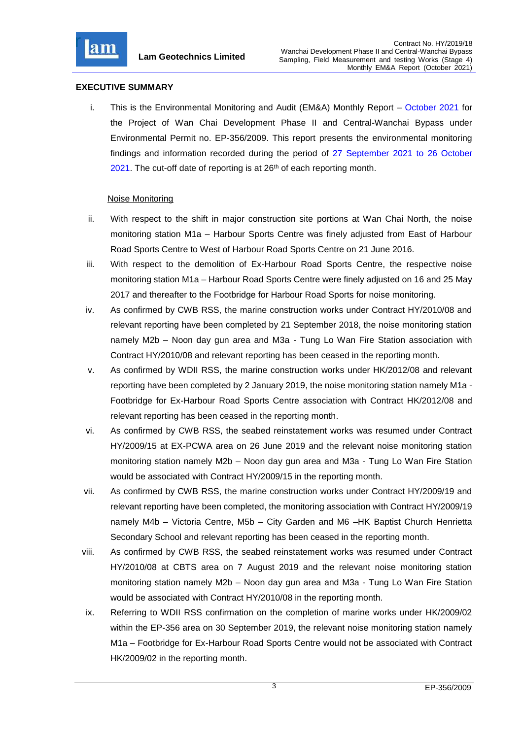## EXECUTIVE SUMMARY

i. This is the Environmental Monitoring and Audit (EM&A) Monthly Report – October 2021 for the Project of Wan Chai Development Phase II and Central-Wanchai Bypass under Environmental Permit no. EP-356/2009. This report presents the environmental monitoring findings and information recorded during the period of 27 September 2021 to 26 October 2021. The cut-off date of reporting is at 26th of each reporting month.

### Noise Monitoring

ii. With respect to the shift in major construction site portions at Wan Chai North, the noise monitoring station M1a – Harbour Sports Centre was finely adjusted from East of Harbour Road Sports Centre to West of Harbour Road Sports Centre on 21 June 2016.

iii. With respect to the demolition of Ex-Harbour Road Sports Centre, the respective noise monitoring station M1a – Harbour Road Sports Centre were finely adjusted on 16 and 25 May 2017 and thereafter to the Footbridge for Harbour Road Sports for noise monitoring.

iv. As confirmed by CWB RSS, the marine construction works under Contract HY/2010/08 and relevant reporting have been completed by 21 September 2018, the noise monitoring station namely M2b – Noon day gun area and M3a - Tung Lo Wan Fire Station association with Contract HY/2010/08 and relevant reporting has been ceased in the reporting month.

v. As confirmed by WDII RSS, the marine construction works under HK/2012/08 and relevant reporting have been completed by 2 January 2019, the noise monitoring station namely M1a - Footbridge for Ex-Harbour Road Sports Centre association with Contract HK/2012/08 and relevant reporting has been ceased in the reporting month.

vi. As confirmed by CWB RSS, the seabed reinstatement works was resumed under Contract HY/2009/15 at EX-PCWA area on 26 June 2019 and the relevant noise monitoring station monitoring station namely M2b – Noon day gun area and M3a - Tung Lo Wan Fire Station would be associated with Contract HY/2009/15 in the reporting month.

vii. As confirmed by CWB RSS, the marine construction works under Contract HY/2009/19 and relevant reporting have been completed, the monitoring association with Contract HY/2009/19 namely M4b – Victoria Centre, M5b – City Garden and M6 –HK Baptist Church Henrietta Secondary School and relevant reporting has been ceased in the reporting month.

viii. As confirmed by CWB RSS, the seabed reinstatement works was resumed under Contract HY/2010/08 at CBTS area on 7 August 2019 and the relevant noise monitoring station monitoring station namely M2b – Noon day gun area and M3a - Tung Lo Wan Fire Station would be associated with Contract HY/2010/08 in the reporting month.

ix. Referring to WDII RSS confirmation on the completion of marine works under HK/2009/02 within the EP-356 area on 30 September 2019, the relevant noise monitoring station namely M1a – Footbridge for Ex-Harbour Road Sports Centre would not be associated with Contract HK/2009/02 in the reporting month.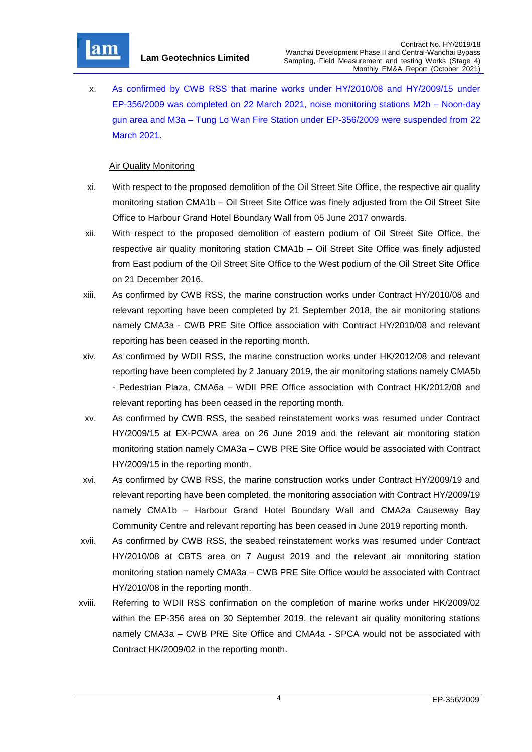x. As confirmed by CWB RSS that marine works under HY/2010/08 and HY/2009/15 under EP-356/2009 was completed on 22 March 2021, noise monitoring stations M2b – Noon-day gun area and M3a – Tung Lo Wan Fire Station under EP-356/2009 were suspended from 22 March 2021.

Air Quality Monitoring

xi. With respect to the proposed demolition of the Oil Street Site Office, the respective air quality monitoring station CMA1b – Oil Street Site Office was finely adjusted from the Oil Street Site Office to Harbour Grand Hotel Boundary Wall from 05 June 2017 onwards.

xii. With respect to the proposed demolition of eastern podium of Oil Street Site Office, the respective air quality monitoring station CMA1b – Oil Street Site Office was finely adjusted from East podium of the Oil Street Site Office to the West podium of the Oil Street Site Office on 21 December 2016.

xiii. As confirmed by CWB RSS, the marine construction works under Contract HY/2010/08 and relevant reporting have been completed by 21 September 2018, the air monitoring stations namely CMA3a - CWB PRE Site Office association with Contract HY/2010/08 and relevant reporting has been ceased in the reporting month.

xiv. As confirmed by WDII RSS, the marine construction works under HK/2012/08 and relevant reporting have been completed by 2 January 2019, the air monitoring stations namely CMA5b - Pedestrian Plaza, CMA6a – WDII PRE Office association with Contract HK/2012/08 and relevant reporting has been ceased in the reporting month.

xv. As confirmed by CWB RSS, the seabed reinstatement works was resumed under Contract HY/2009/15 at EX-PCWA area on 26 June 2019 and the relevant air monitoring station monitoring station namely CMA3a – CWB PRE Site Office would be associated with Contract HY/2009/15 in the reporting month.

xvi. As confirmed by CWB RSS, the marine construction works under Contract HY/2009/19 and relevant reporting have been completed, the monitoring association with Contract HY/2009/19 namely CMA1b – Harbour Grand Hotel Boundary Wall and CMA2a Causeway Bay Community Centre and relevant reporting has been ceased in June 2019 reporting month.

xvii. As confirmed by CWB RSS, the seabed reinstatement works was resumed under Contract HY/2010/08 at CBTS area on 7 August 2019 and the relevant air monitoring station monitoring station namely CMA3a – CWB PRE Site Office would be associated with Contract HY/2010/08 in the reporting month.

xviii. Referring to WDII RSS confirmation on the completion of marine works under HK/2009/02 within the EP-356 area on 30 September 2019, the relevant air quality monitoring stations namely CMA3a – CWB PRE Site Office and CMA4a - SPCA would not be associated with Contract HK/2009/02 in the reporting month.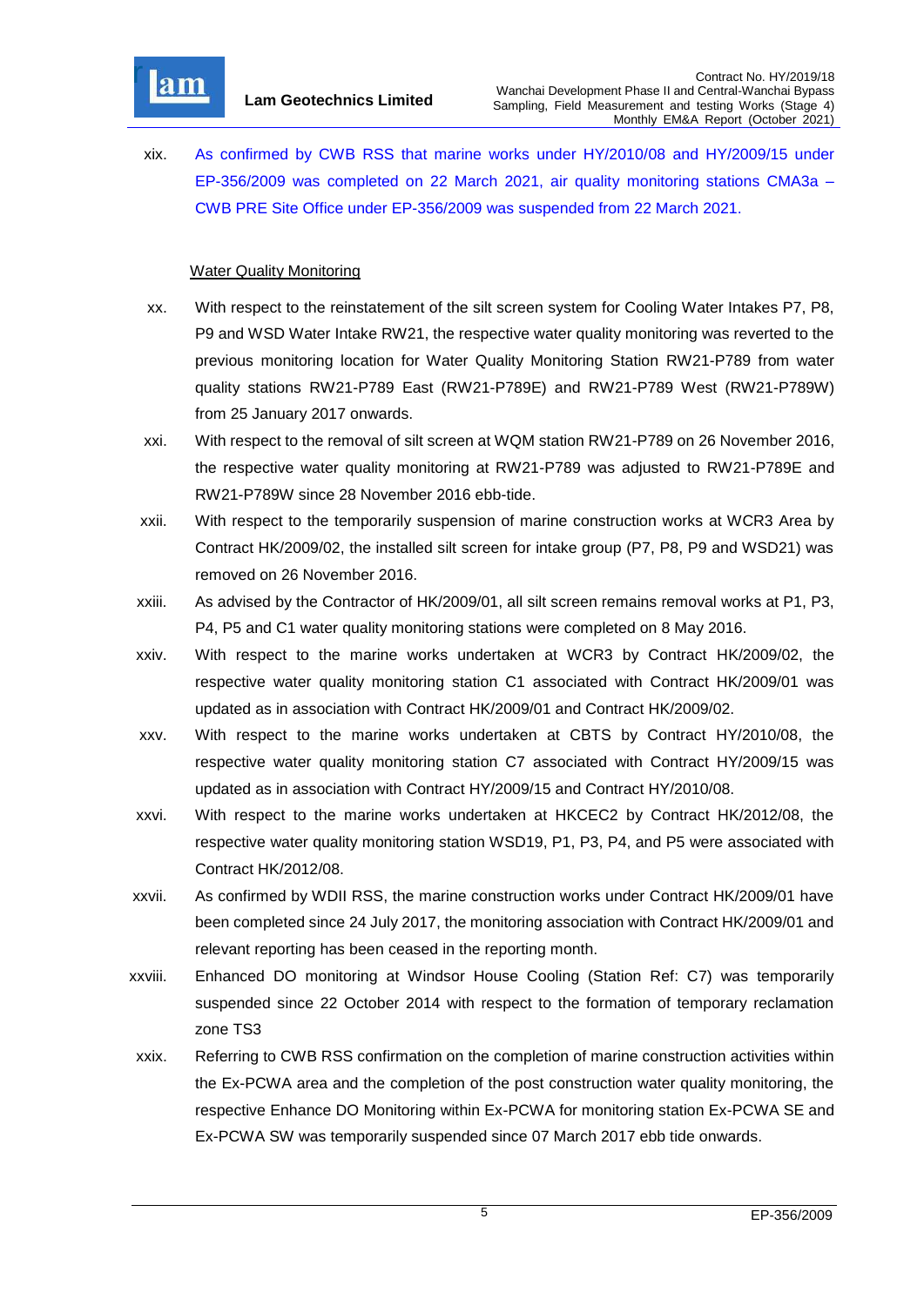xix. As confirmed by CWB RSS that marine works under HY/2010/08 and HY/2009/15 under EP-356/2009 was completed on 22 March 2021, air quality monitoring stations CMA3a – CWB PRE Site Office under EP-356/2009 was suspended from 22 March 2021.

Water Quality Monitoring

xx. With respect to the reinstatement of the silt screen system for Cooling Water Intakes P7, P8, P9 and WSD Water Intake RW21, the respective water quality monitoring was reverted to the previous monitoring location for Water Quality Monitoring Station RW21-P789 from water quality stations RW21-P789 East (RW21-P789E) and RW21-P789 West (RW21-P789W) from 25 January 2017 onwards.

xxi. With respect to the removal of silt screen at WQM station RW21-P789 on 26 November 2016, the respective water quality monitoring at RW21-P789 was adjusted to RW21-P789E and RW21-P789W since 28 November 2016 ebb-tide.

xxii. With respect to the temporarily suspension of marine construction works at WCR3 Area by Contract HK/2009/02, the installed silt screen for intake group (P7, P8, P9 and WSD21) was removed on 26 November 2016.

xxiii. As advised by the Contractor of HK/2009/01, all silt screen remains removal works at P1, P3, P4, P5 and C1 water quality monitoring stations were completed on 8 May 2016.

xxiv. With respect to the marine works undertaken at WCR3 by Contract HK/2009/02, the respective water quality monitoring station C1 associated with Contract HK/2009/01 was updated as in association with Contract HK/2009/01 and Contract HK/2009/02.

xxv. With respect to the marine works undertaken at CBTS by Contract HY/2010/08, the respective water quality monitoring station C7 associated with Contract HY/2009/15 was updated as in association with Contract HY/2009/15 and Contract HY/2010/08.

xxvi. With respect to the marine works undertaken at HKCEC2 by Contract HK/2012/08, the respective water quality monitoring station WSD19, P1, P3, P4, and P5 were associated with Contract HK/2012/08.

xxvii. As confirmed by WDII RSS, the marine construction works under Contract HK/2009/01 have been completed since 24 July 2017, the monitoring association with Contract HK/2009/01 and relevant reporting has been ceased in the reporting month.

xxviii. Enhanced DO monitoring at Windsor House Cooling (Station Ref: C7) was temporarily suspended since 22 October 2014 with respect to the formation of temporary reclamation zone TS3

xxix. Referring to CWB RSS confirmation on the completion of marine construction activities within the Ex-PCWA area and the completion of the post construction water quality monitoring, the respective Enhance DO Monitoring within Ex-PCWA for monitoring station Ex-PCWA SE and Ex-PCWA SW was temporarily suspended since 07 March 2017 ebb tide onwards.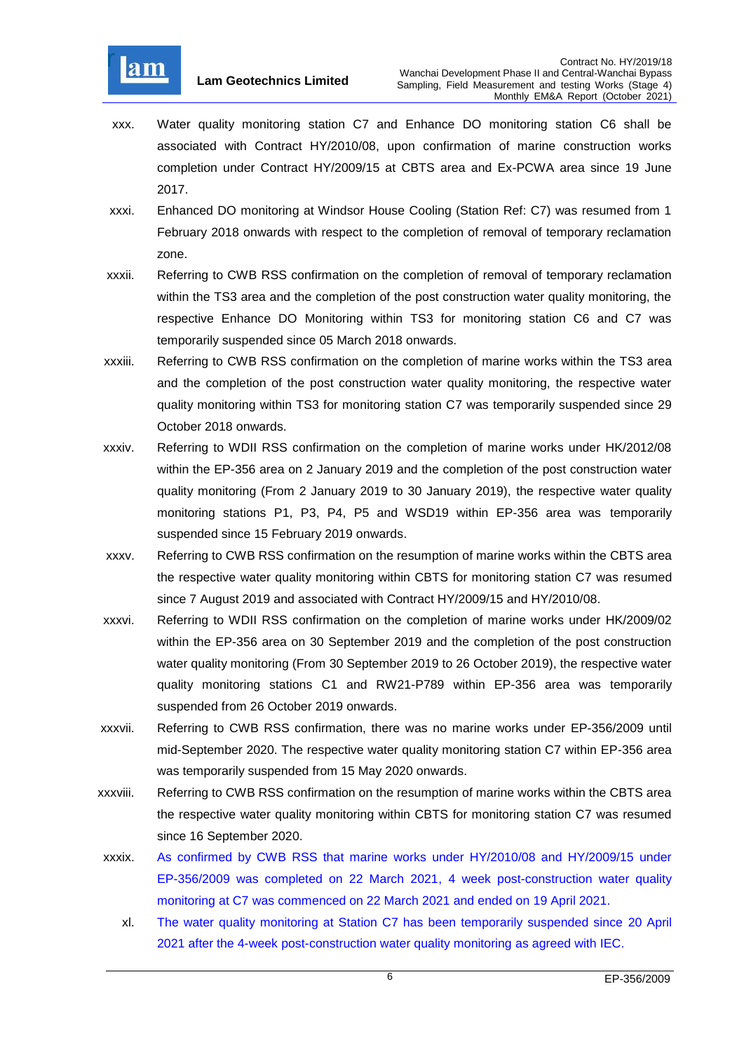xxx. Water quality monitoring station C7 and Enhance DO monitoring station C6 shall be associated with Contract HY/2010/08, upon confirmation of marine construction works completion under Contract HY/2009/15 at CBTS area and Ex-PCWA area since 19 June 2017.

xxxi. Enhanced DO monitoring at Windsor House Cooling (Station Ref: C7) was resumed from 1 February 2018 onwards with respect to the completion of removal of temporary reclamation zone.

xxxii. Referring to CWB RSS confirmation on the completion of removal of temporary reclamation within the TS3 area and the completion of the post construction water quality monitoring, the respective Enhance DO Monitoring within TS3 for monitoring station C6 and C7 was temporarily suspended since 05 March 2018 onwards.

xxxiii. Referring to CWB RSS confirmation on the completion of marine works within the TS3 area and the completion of the post construction water quality monitoring, the respective water quality monitoring within TS3 for monitoring station C7 was temporarily suspended since 29 October 2018 onwards.

xxxiv. Referring to WDII RSS confirmation on the completion of marine works under HK/2012/08 within the EP-356 area on 2 January 2019 and the completion of the post construction water quality monitoring (From 2 January 2019 to 30 January 2019), the respective water quality monitoring stations P1, P3, P4, P5 and WSD19 within EP-356 area was temporarily suspended since 15 February 2019 onwards.

xxxv. Referring to CWB RSS confirmation on the resumption of marine works within the CBTS area the respective water quality monitoring within CBTS for monitoring station C7 was resumed since 7 August 2019 and associated with Contract HY/2009/15 and HY/2010/08.

xxxvi. Referring to WDII RSS confirmation on the completion of marine works under HK/2009/02 within the EP-356 area on 30 September 2019 and the completion of the post construction water quality monitoring (From 30 September 2019 to 26 October 2019), the respective water quality monitoring stations C1 and RW21-P789 within EP-356 area was temporarily suspended from 26 October 2019 onwards.

xxxvii. Referring to CWB RSS confirmation, there was no marine works under EP-356/2009 until mid-September 2020. The respective water quality monitoring station C7 within EP-356 area was temporarily suspended from 15 May 2020 onwards.

xxxviii. Referring to CWB RSS confirmation on the resumption of marine works within the CBTS area the respective water quality monitoring within CBTS for monitoring station C7 was resumed since 16 September 2020.

xxxix. As confirmed by CWB RSS that marine works under HY/2010/08 and HY/2009/15 under EP-356/2009 was completed on 22 March 2021, 4 week post-construction water quality monitoring at C7 was commenced on 22 March 2021 and ended on 19 April 2021.

xl. The water quality monitoring at Station C7 has been temporarily suspended since 20 April 2021 after the 4-week post-construction water quality monitoring as agreed with IEC.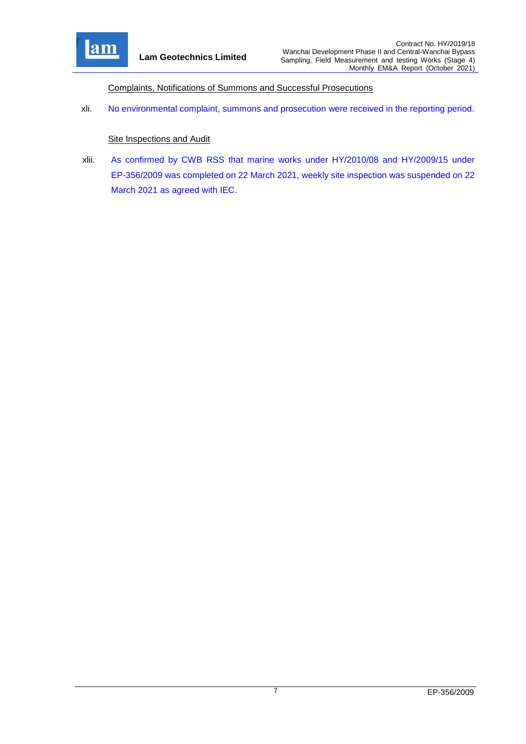<u>Complaints, Notifications of Summons and Successful Prosecutions</u>

xli. No environmental complaint, summons and prosecution were received in the reporting period.

<u>Site Inspections and Audit</u>

xlii. As confirmed by CWB RSS that marine works under HY/2010/08 and HY/2009/15 under EP-356/2009 was completed on 22 March 2021, weekly site inspection was suspended on 22 March 2021 as agreed with IEC.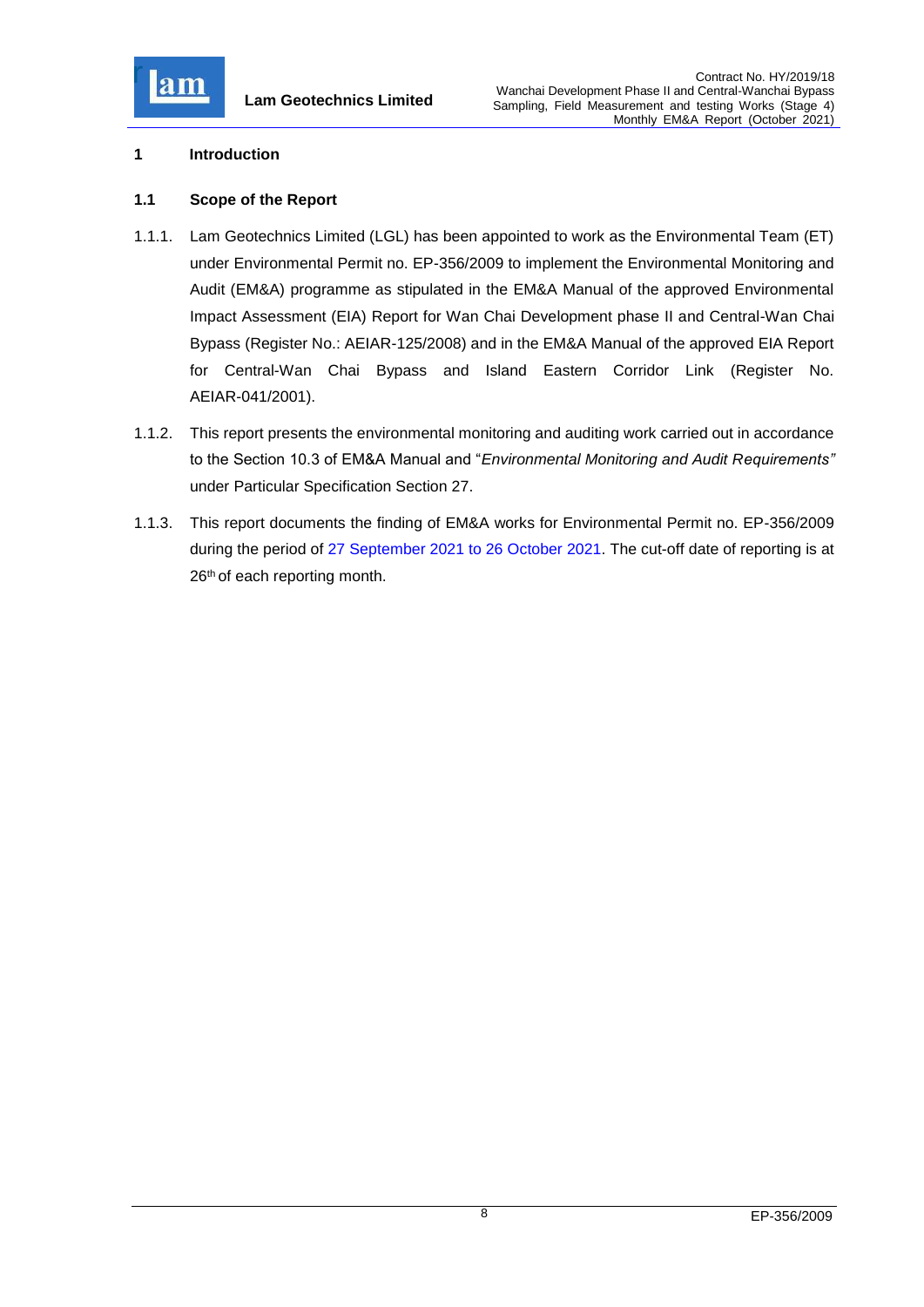# 1 Introduction

## 1.1 Scope of the Report

1.1.1. Lam Geotechnics Limited (LGL) has been appointed to work as the Environmental Team (ET) under Environmental Permit no. EP-356/2009 to implement the Environmental Monitoring and Audit (EM&A) programme as stipulated in the EM&A Manual of the approved Environmental Impact Assessment (EIA) Report for Wan Chai Development phase II and Central-Wan Chai Bypass (Register No.: AEIAR-125/2008) and in the EM&A Manual of the approved EIA Report for Central-Wan Chai Bypass and Island Eastern Corridor Link (Register No. AEIAR-041/2001).

1.1.2. This report presents the environmental monitoring and auditing work carried out in accordance to the Section 10.3 of EM&A Manual and "*Environmental Monitoring and Audit Requirements"* under Particular Specification Section 27.

1.1.3. This report documents the finding of EM&A works for Environmental Permit no. EP-356/2009 during the period of 27 September 2021 to 26 October 2021. The cut-off date of reporting is at 26th of each reporting month.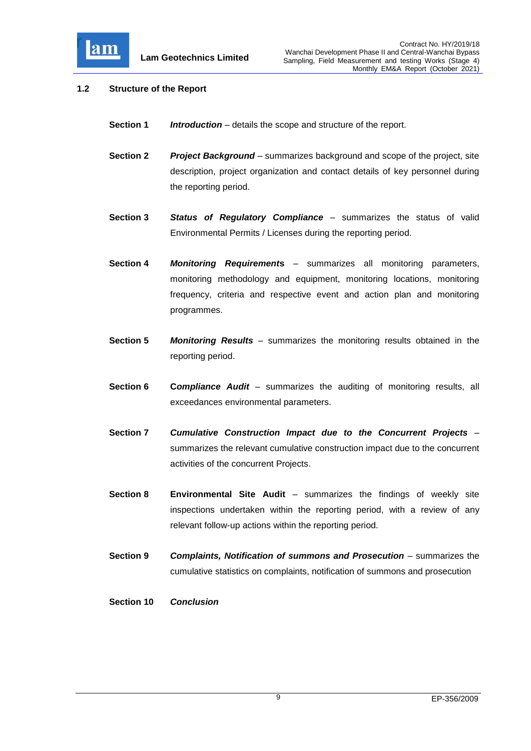## 1.2 Structure of the Report

**Section 1** ***Introduction*** – details the scope and structure of the report.

**Section 2** ***Project Background*** – summarizes background and scope of the project, site description, project organization and contact details of key personnel during the reporting period.

**Section 3** ***Status of Regulatory Compliance*** – summarizes the status of valid Environmental Permits / Licenses during the reporting period.

**Section 4** ***Monitoring Requirements*** – summarizes all monitoring parameters, monitoring methodology and equipment, monitoring locations, monitoring frequency, criteria and respective event and action plan and monitoring programmes.

**Section 5** ***Monitoring Results*** – summarizes the monitoring results obtained in the reporting period.

**Section 6** ***Compliance Audit*** – summarizes the auditing of monitoring results, all exceedances environmental parameters.

**Section 7** ***Cumulative Construction Impact due to the Concurrent Projects*** – summarizes the relevant cumulative construction impact due to the concurrent activities of the concurrent Projects.

**Section 8** **Environmental Site Audit** – summarizes the findings of weekly site inspections undertaken within the reporting period, with a review of any relevant follow-up actions within the reporting period.

**Section 9** ***Complaints, Notification of summons and Prosecution*** – summarizes the cumulative statistics on complaints, notification of summons and prosecution

**Section 10** ***Conclusion***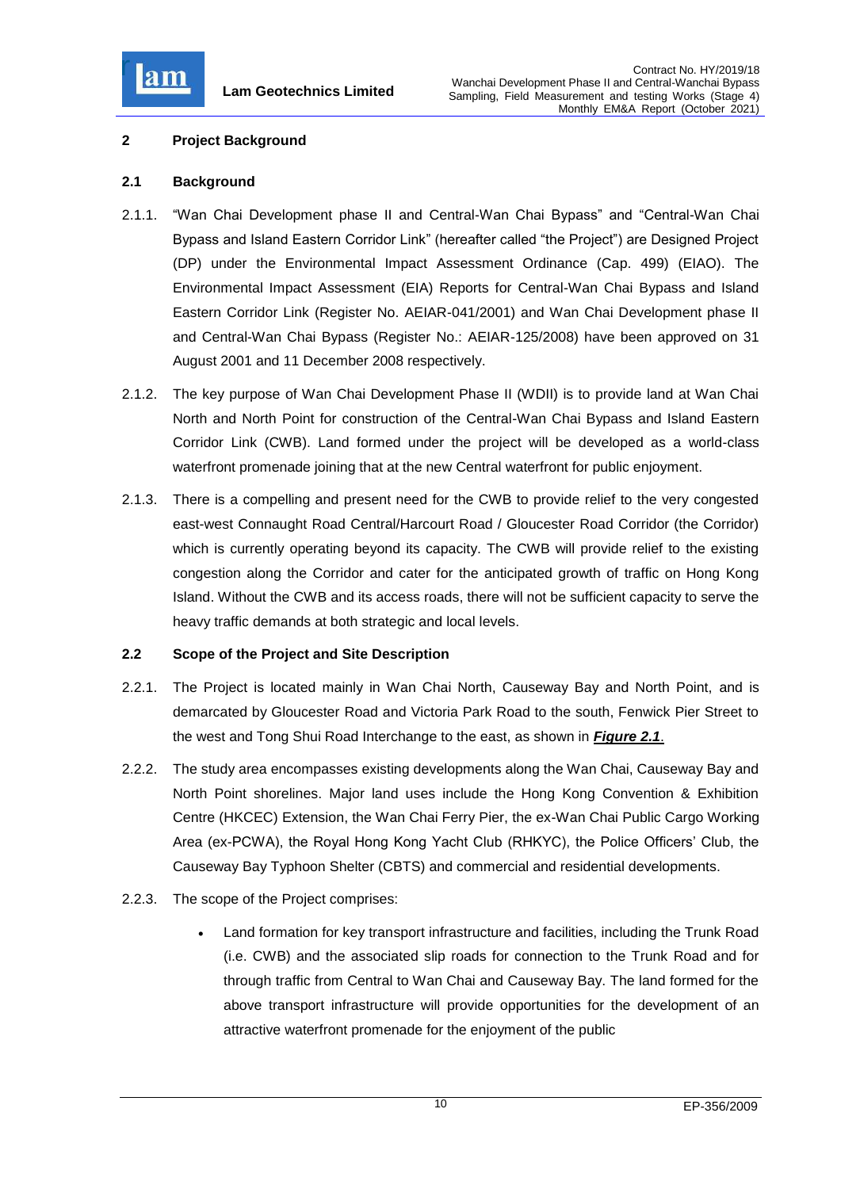## 2 Project Background

### 2.1 Background

2.1.1. "Wan Chai Development phase II and Central-Wan Chai Bypass" and "Central-Wan Chai Bypass and Island Eastern Corridor Link" (hereafter called "the Project") are Designed Project (DP) under the Environmental Impact Assessment Ordinance (Cap. 499) (EIAO). The Environmental Impact Assessment (EIA) Reports for Central-Wan Chai Bypass and Island Eastern Corridor Link (Register No. AEIAR-041/2001) and Wan Chai Development phase II and Central-Wan Chai Bypass (Register No.: AEIAR-125/2008) have been approved on 31 August 2001 and 11 December 2008 respectively.

2.1.2. The key purpose of Wan Chai Development Phase II (WDII) is to provide land at Wan Chai North and North Point for construction of the Central-Wan Chai Bypass and Island Eastern Corridor Link (CWB). Land formed under the project will be developed as a world-class waterfront promenade joining that at the new Central waterfront for public enjoyment.

2.1.3. There is a compelling and present need for the CWB to provide relief to the very congested east-west Connaught Road Central/Harcourt Road / Gloucester Road Corridor (the Corridor) which is currently operating beyond its capacity. The CWB will provide relief to the existing congestion along the Corridor and cater for the anticipated growth of traffic on Hong Kong Island. Without the CWB and its access roads, there will not be sufficient capacity to serve the heavy traffic demands at both strategic and local levels.

### 2.2 Scope of the Project and Site Description

2.2.1. The Project is located mainly in Wan Chai North, Causeway Bay and North Point, and is demarcated by Gloucester Road and Victoria Park Road to the south, Fenwick Pier Street to the west and Tong Shui Road Interchange to the east, as shown in ***Figure 2.1***.

2.2.2. The study area encompasses existing developments along the Wan Chai, Causeway Bay and North Point shorelines. Major land uses include the Hong Kong Convention & Exhibition Centre (HKCEC) Extension, the Wan Chai Ferry Pier, the ex-Wan Chai Public Cargo Working Area (ex-PCWA), the Royal Hong Kong Yacht Club (RHKYC), the Police Officers' Club, the Causeway Bay Typhoon Shelter (CBTS) and commercial and residential developments.

2.2.3. The scope of the Project comprises:

- Land formation for key transport infrastructure and facilities, including the Trunk Road (i.e. CWB) and the associated slip roads for connection to the Trunk Road and for through traffic from Central to Wan Chai and Causeway Bay. The land formed for the above transport infrastructure will provide opportunities for the development of an attractive waterfront promenade for the enjoyment of the public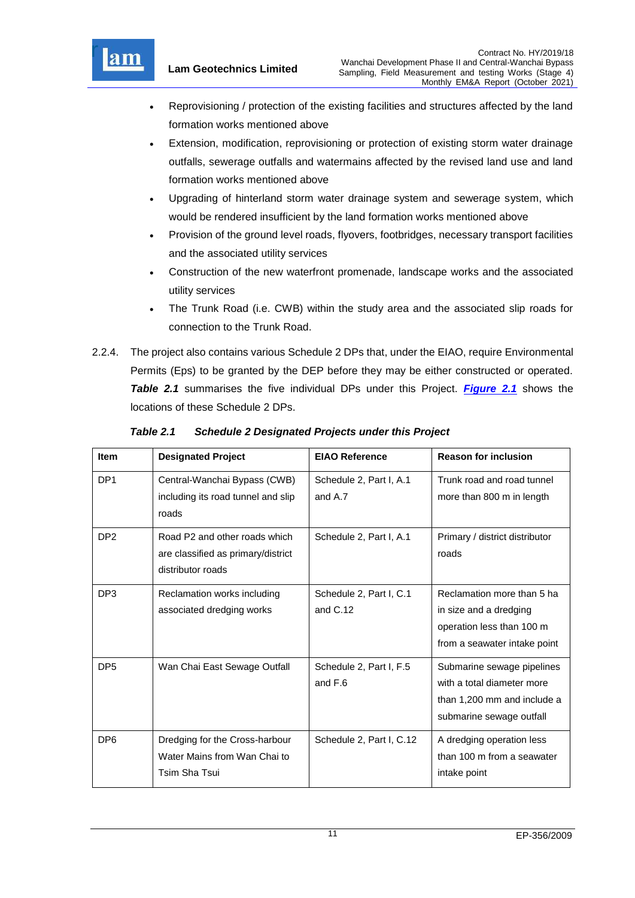- Reprovisioning / protection of the existing facilities and structures affected by the land formation works mentioned above
- Extension, modification, reprovisioning or protection of existing storm water drainage outfalls, sewerage outfalls and watermains affected by the revised land use and land formation works mentioned above
- Upgrading of hinterland storm water drainage system and sewerage system, which would be rendered insufficient by the land formation works mentioned above
- Provision of the ground level roads, flyovers, footbridges, necessary transport facilities and the associated utility services
- Construction of the new waterfront promenade, landscape works and the associated utility services
- The Trunk Road (i.e. CWB) within the study area and the associated slip roads for connection to the Trunk Road.

2.2.4. The project also contains various Schedule 2 DPs that, under the EIAO, require Environmental Permits (Eps) to be granted by the DEP before they may be either constructed or operated. ***Table 2.1*** summarises the five individual DPs under this Project. ***Figure 2.1*** shows the locations of these Schedule 2 DPs.

***Table 2.1 Schedule 2 Designated Projects under this Project***

| Item | Designated Project | EIAO Reference | Reason for inclusion |
|---|---|---|---|
| DP1 | Central-Wanchai Bypass (CWB) including its road tunnel and slip roads | Schedule 2, Part I, A.1 and A.7 | Trunk road and road tunnel more than 800 m in length |
| DP2 | Road P2 and other roads which are classified as primary/district distributor roads | Schedule 2, Part I, A.1 | Primary / district distributor roads |
| DP3 | Reclamation works including associated dredging works | Schedule 2, Part I, C.1 and C.12 | Reclamation more than 5 ha in size and a dredging operation less than 100 m from a seawater intake point |
| DP5 | Wan Chai East Sewage Outfall | Schedule 2, Part I, F.5 and F.6 | Submarine sewage pipelines with a total diameter more than 1,200 mm and include a submarine sewage outfall |
| DP6 | Dredging for the Cross-harbour Water Mains from Wan Chai to Tsim Sha Tsui | Schedule 2, Part I, C.12 | A dredging operation less than 100 m from a seawater intake point |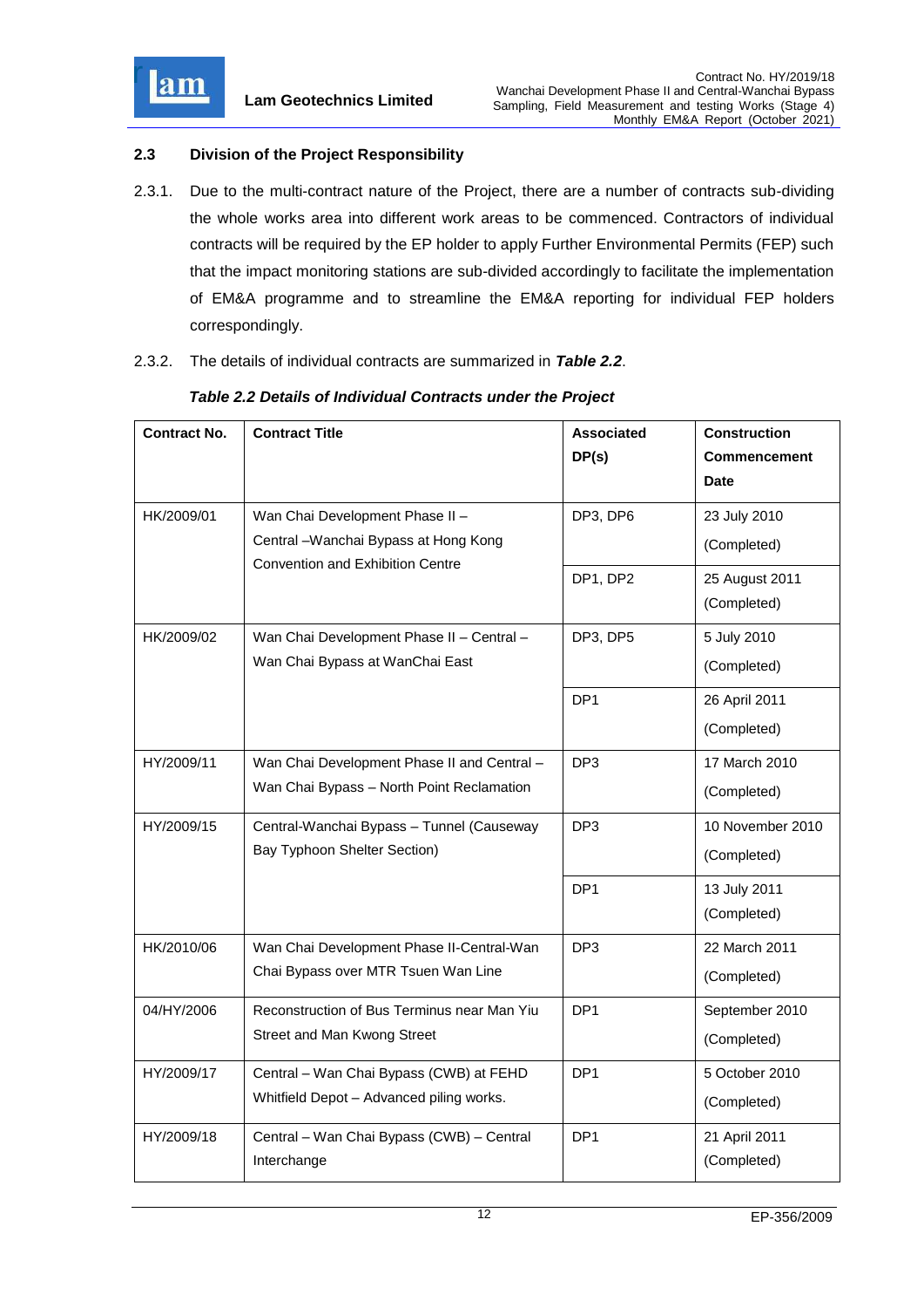### 2.3 Division of the Project Responsibility

2.3.1. Due to the multi-contract nature of the Project, there are a number of contracts sub-dividing the whole works area into different work areas to be commenced. Contractors of individual contracts will be required by the EP holder to apply Further Environmental Permits (FEP) such that the impact monitoring stations are sub-divided accordingly to facilitate the implementation of EM&A programme and to streamline the EM&A reporting for individual FEP holders correspondingly.

2.3.2. The details of individual contracts are summarized in ***Table 2.2***.

***Table 2.2 Details of Individual Contracts under the Project***

| Contract No. | Contract Title | Associated DP(s) | Construction Commencement Date |
|---|---|---|---|
| HK/2009/01 | Wan Chai Development Phase II – Central –Wanchai Bypass at Hong Kong Convention and Exhibition Centre | DP3, DP6 | 23 July 2010 (Completed) |
| | | DP1, DP2 | 25 August 2011 (Completed) |
| HK/2009/02 | Wan Chai Development Phase II – Central – Wan Chai Bypass at WanChai East | DP3, DP5 | 5 July 2010 (Completed) |
| | | DP1 | 26 April 2011 (Completed) |
| HY/2009/11 | Wan Chai Development Phase II and Central – Wan Chai Bypass – North Point Reclamation | DP3 | 17 March 2010 (Completed) |
| HY/2009/15 | Central-Wanchai Bypass – Tunnel (Causeway Bay Typhoon Shelter Section) | DP3 | 10 November 2010 (Completed) |
| | | DP1 | 13 July 2011 (Completed) |
| HK/2010/06 | Wan Chai Development Phase II-Central-Wan Chai Bypass over MTR Tsuen Wan Line | DP3 | 22 March 2011 (Completed) |
| 04/HY/2006 | Reconstruction of Bus Terminus near Man Yiu Street and Man Kwong Street | DP1 | September 2010 (Completed) |
| HY/2009/17 | Central – Wan Chai Bypass (CWB) at FEHD Whitfield Depot – Advanced piling works. | DP1 | 5 October 2010 (Completed) |
| HY/2009/18 | Central – Wan Chai Bypass (CWB) – Central Interchange | DP1 | 21 April 2011 (Completed) |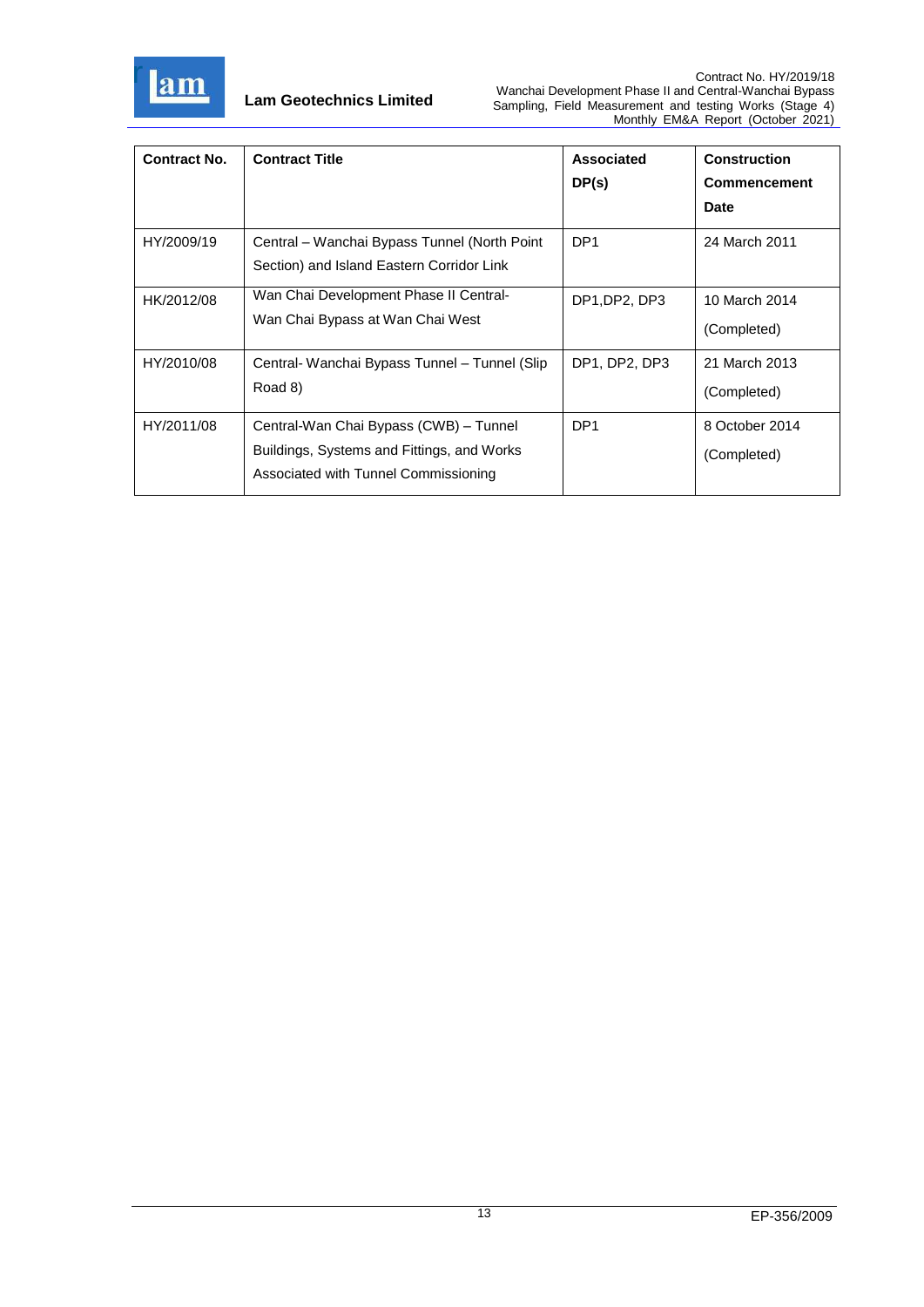| Contract No. | Contract Title | Associated DP(s) | Construction Commencement Date |
|---|---|---|---|
| HY/2009/19 | Central – Wanchai Bypass Tunnel (North Point Section) and Island Eastern Corridor Link | DP1 | 24 March 2011 |
| HK/2012/08 | Wan Chai Development Phase II Central-Wan Chai Bypass at Wan Chai West | DP1,DP2, DP3 | 10 March 2014 (Completed) |
| HY/2010/08 | Central- Wanchai Bypass Tunnel – Tunnel (Slip Road 8) | DP1, DP2, DP3 | 21 March 2013 (Completed) |
| HY/2011/08 | Central-Wan Chai Bypass (CWB) – Tunnel Buildings, Systems and Fittings, and Works Associated with Tunnel Commissioning | DP1 | 8 October 2014 (Completed) |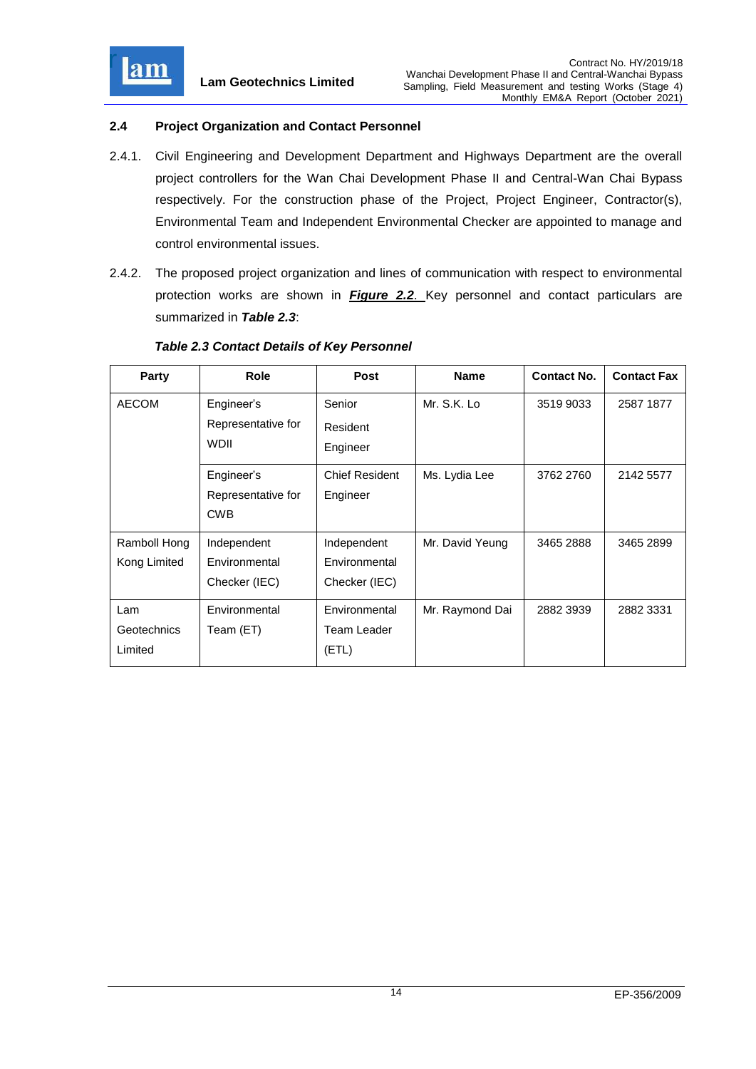## 2.4 Project Organization and Contact Personnel

2.4.1. Civil Engineering and Development Department and Highways Department are the overall project controllers for the Wan Chai Development Phase II and Central-Wan Chai Bypass respectively. For the construction phase of the Project, Project Engineer, Contractor(s), Environmental Team and Independent Environmental Checker are appointed to manage and control environmental issues.

2.4.2. The proposed project organization and lines of communication with respect to environmental protection works are shown in ***Figure 2.2***. Key personnel and contact particulars are summarized in ***Table 2.3***:

***Table 2.3 Contact Details of Key Personnel***

| Party | Role | Post | Name | Contact No. | Contact Fax |
|---|---|---|---|---|---|
| AECOM | Engineer's Representative for WDII | Senior Resident Engineer | Mr. S.K. Lo | 3519 9033 | 2587 1877 |
| | Engineer's Representative for CWB | Chief Resident Engineer | Ms. Lydia Lee | 3762 2760 | 2142 5577 |
| Ramboll Hong Kong Limited | Independent Environmental Checker (IEC) | Independent Environmental Checker (IEC) | Mr. David Yeung | 3465 2888 | 3465 2899 |
| Lam Geotechnics Limited | Environmental Team (ET) | Environmental Team Leader (ETL) | Mr. Raymond Dai | 2882 3939 | 2882 3331 |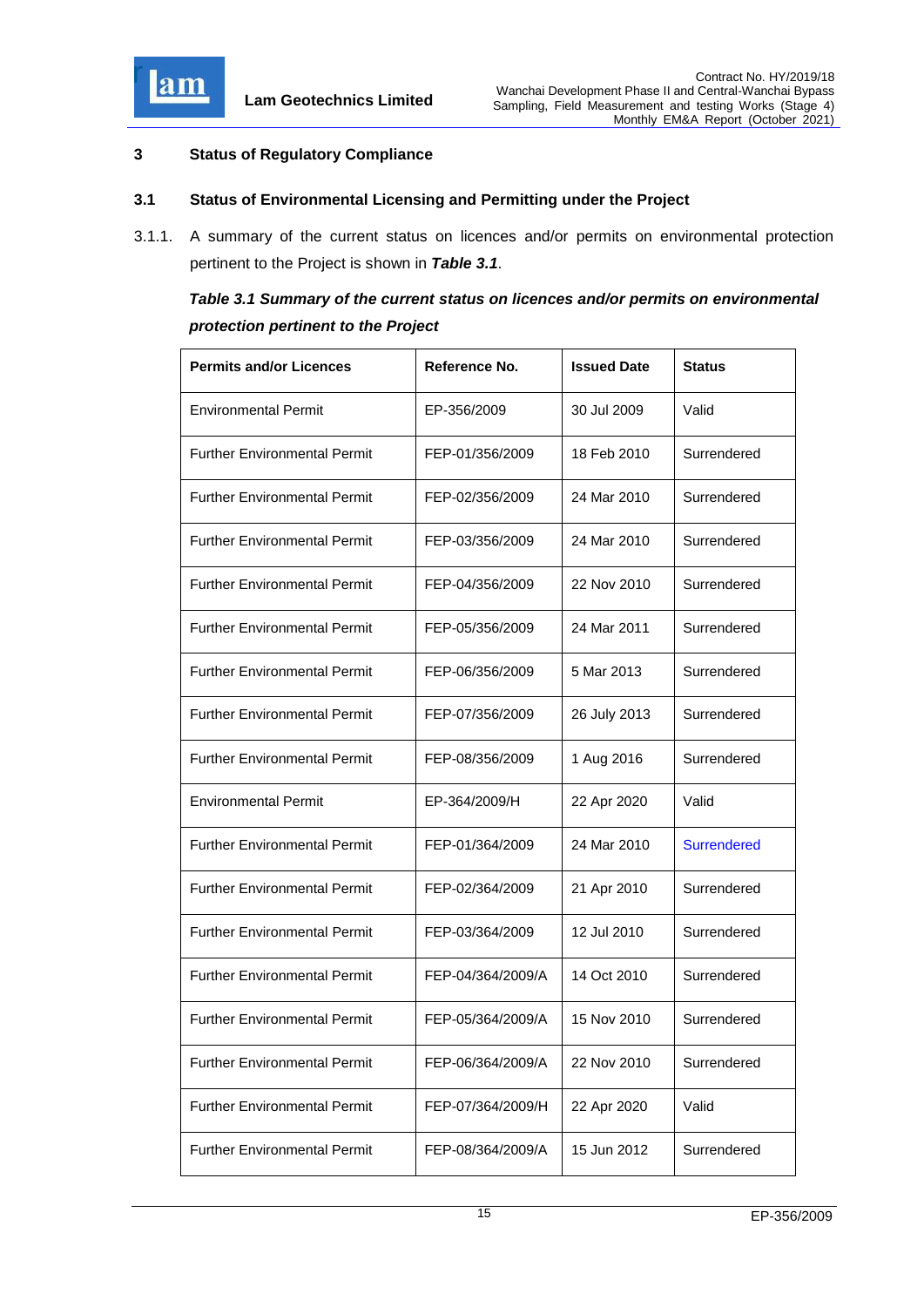# 3 Status of Regulatory Compliance

## 3.1 Status of Environmental Licensing and Permitting under the Project

3.1.1. A summary of the current status on licences and/or permits on environmental protection pertinent to the Project is shown in ***Table 3.1***.

***Table 3.1 Summary of the current status on licences and/or permits on environmental protection pertinent to the Project***

| Permits and/or Licences | Reference No. | Issued Date | Status |
|---|---|---|---|
| Environmental Permit | EP-356/2009 | 30 Jul 2009 | Valid |
| Further Environmental Permit | FEP-01/356/2009 | 18 Feb 2010 | Surrendered |
| Further Environmental Permit | FEP-02/356/2009 | 24 Mar 2010 | Surrendered |
| Further Environmental Permit | FEP-03/356/2009 | 24 Mar 2010 | Surrendered |
| Further Environmental Permit | FEP-04/356/2009 | 22 Nov 2010 | Surrendered |
| Further Environmental Permit | FEP-05/356/2009 | 24 Mar 2011 | Surrendered |
| Further Environmental Permit | FEP-06/356/2009 | 5 Mar 2013 | Surrendered |
| Further Environmental Permit | FEP-07/356/2009 | 26 July 2013 | Surrendered |
| Further Environmental Permit | FEP-08/356/2009 | 1 Aug 2016 | Surrendered |
| Environmental Permit | EP-364/2009/H | 22 Apr 2020 | Valid |
| Further Environmental Permit | FEP-01/364/2009 | 24 Mar 2010 | Surrendered |
| Further Environmental Permit | FEP-02/364/2009 | 21 Apr 2010 | Surrendered |
| Further Environmental Permit | FEP-03/364/2009 | 12 Jul 2010 | Surrendered |
| Further Environmental Permit | FEP-04/364/2009/A | 14 Oct 2010 | Surrendered |
| Further Environmental Permit | FEP-05/364/2009/A | 15 Nov 2010 | Surrendered |
| Further Environmental Permit | FEP-06/364/2009/A | 22 Nov 2010 | Surrendered |
| Further Environmental Permit | FEP-07/364/2009/H | 22 Apr 2020 | Valid |
| Further Environmental Permit | FEP-08/364/2009/A | 15 Jun 2012 | Surrendered |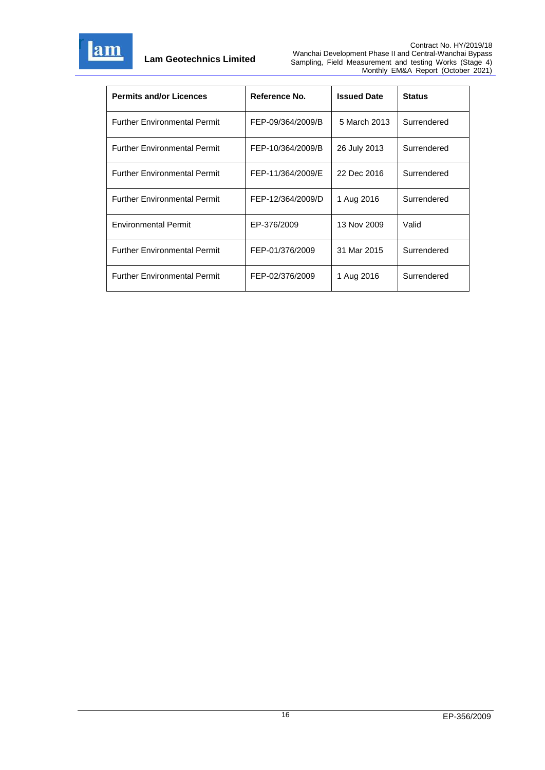| Permits and/or Licences | Reference No. | Issued Date | Status |
|---|---|---|---|
| Further Environmental Permit | FEP-09/364/2009/B | 5 March 2013 | Surrendered |
| Further Environmental Permit | FEP-10/364/2009/B | 26 July 2013 | Surrendered |
| Further Environmental Permit | FEP-11/364/2009/E | 22 Dec 2016 | Surrendered |
| Further Environmental Permit | FEP-12/364/2009/D | 1 Aug 2016 | Surrendered |
| Environmental Permit | EP-376/2009 | 13 Nov 2009 | Valid |
| Further Environmental Permit | FEP-01/376/2009 | 31 Mar 2015 | Surrendered |
| Further Environmental Permit | FEP-02/376/2009 | 1 Aug 2016 | Surrendered |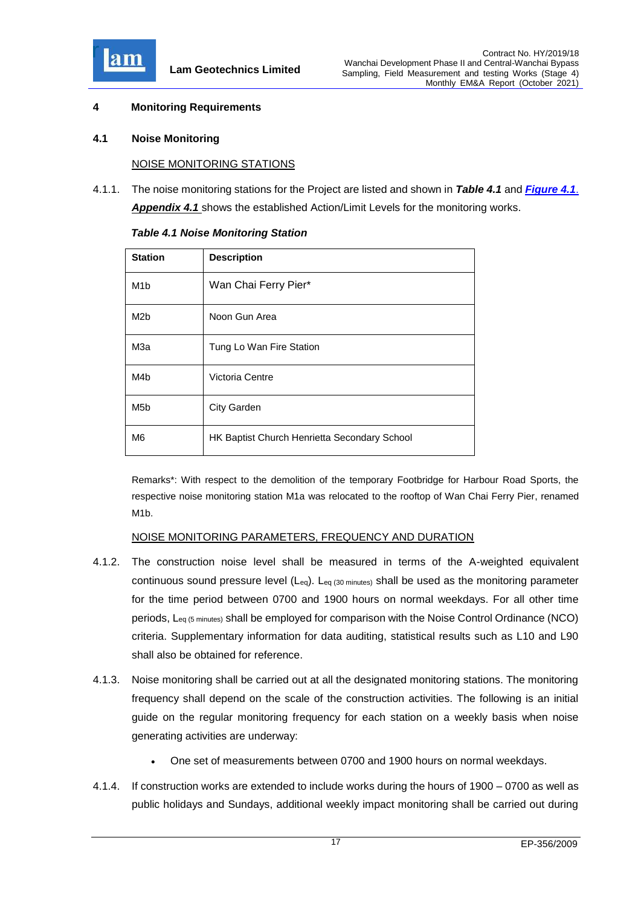## 4 Monitoring Requirements

### 4.1 Noise Monitoring

NOISE MONITORING STATIONS

4.1.1. The noise monitoring stations for the Project are listed and shown in ***Table 4.1*** and ***Figure 4.1***. ***Appendix 4.1*** shows the established Action/Limit Levels for the monitoring works.

***Table 4.1 Noise Monitoring Station***

| Station | Description |
|---|---|
| M1b | Wan Chai Ferry Pier* |
| M2b | Noon Gun Area |
| M3a | Tung Lo Wan Fire Station |
| M4b | Victoria Centre |
| M5b | City Garden |
| M6 | HK Baptist Church Henrietta Secondary School |

Remarks*: With respect to the demolition of the temporary Footbridge for Harbour Road Sports, the respective noise monitoring station M1a was relocated to the rooftop of Wan Chai Ferry Pier, renamed M1b.

NOISE MONITORING PARAMETERS, FREQUENCY AND DURATION

4.1.2. The construction noise level shall be measured in terms of the A-weighted equivalent continuous sound pressure level ($L_{eq}$). $L_{eq\ (30\ minutes)}$ shall be used as the monitoring parameter for the time period between 0700 and 1900 hours on normal weekdays. For all other time periods, $L_{eq\ (5\ minutes)}$ shall be employed for comparison with the Noise Control Ordinance (NCO) criteria. Supplementary information for data auditing, statistical results such as L10 and L90 shall also be obtained for reference.

4.1.3. Noise monitoring shall be carried out at all the designated monitoring stations. The monitoring frequency shall depend on the scale of the construction activities. The following is an initial guide on the regular monitoring frequency for each station on a weekly basis when noise generating activities are underway:

- One set of measurements between 0700 and 1900 hours on normal weekdays.

4.1.4. If construction works are extended to include works during the hours of 1900 – 0700 as well as public holidays and Sundays, additional weekly impact monitoring shall be carried out during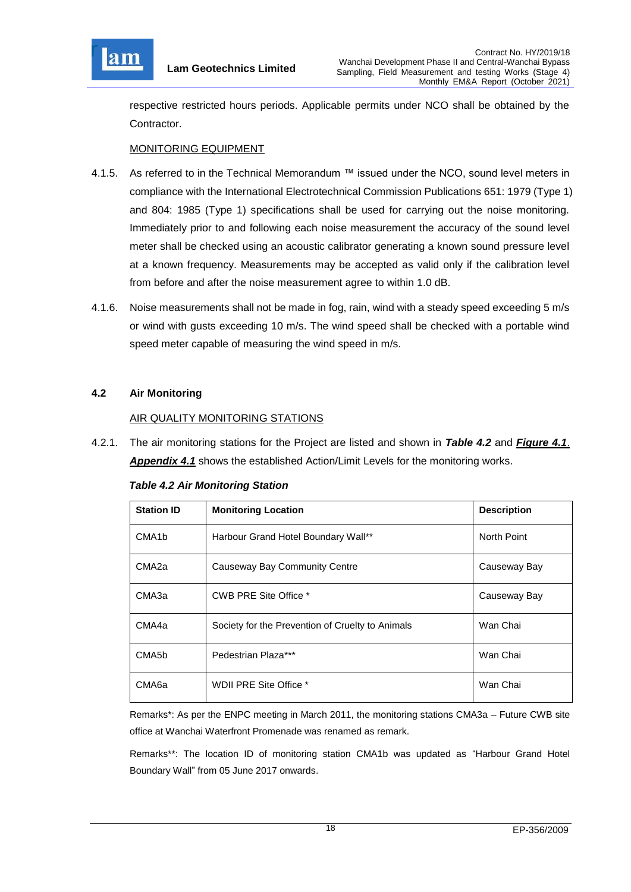respective restricted hours periods. Applicable permits under NCO shall be obtained by the Contractor.

MONITORING EQUIPMENT

4.1.5. As referred to in the Technical Memorandum ™ issued under the NCO, sound level meters in compliance with the International Electrotechnical Commission Publications 651: 1979 (Type 1) and 804: 1985 (Type 1) specifications shall be used for carrying out the noise monitoring. Immediately prior to and following each noise measurement the accuracy of the sound level meter shall be checked using an acoustic calibrator generating a known sound pressure level at a known frequency. Measurements may be accepted as valid only if the calibration level from before and after the noise measurement agree to within 1.0 dB.

4.1.6. Noise measurements shall not be made in fog, rain, wind with a steady speed exceeding 5 m/s or wind with gusts exceeding 10 m/s. The wind speed shall be checked with a portable wind speed meter capable of measuring the wind speed in m/s.

## 4.2 Air Monitoring

AIR QUALITY MONITORING STATIONS

4.2.1. The air monitoring stations for the Project are listed and shown in ***Table 4.2*** and ***Figure 4.1***. ***Appendix 4.1*** shows the established Action/Limit Levels for the monitoring works.

***Table 4.2 Air Monitoring Station***

| Station ID | Monitoring Location | Description |
|---|---|---|
| CMA1b | Harbour Grand Hotel Boundary Wall** | North Point |
| CMA2a | Causeway Bay Community Centre | Causeway Bay |
| CMA3a | CWB PRE Site Office * | Causeway Bay |
| CMA4a | Society for the Prevention of Cruelty to Animals | Wan Chai |
| CMA5b | Pedestrian Plaza*** | Wan Chai |
| CMA6a | WDII PRE Site Office * | Wan Chai |

Remarks*: As per the ENPC meeting in March 2011, the monitoring stations CMA3a – Future CWB site office at Wanchai Waterfront Promenade was renamed as remark.

Remarks**: The location ID of monitoring station CMA1b was updated as "Harbour Grand Hotel Boundary Wall" from 05 June 2017 onwards.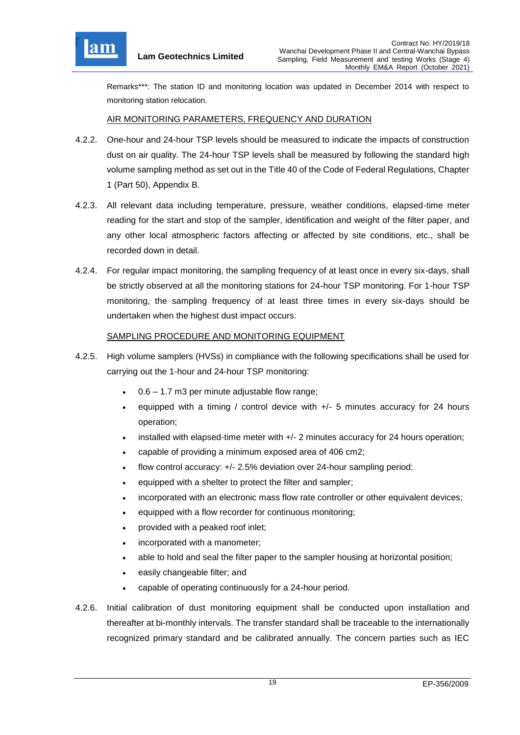Remarks***: The station ID and monitoring location was updated in December 2014 with respect to monitoring station relocation.

AIR MONITORING PARAMETERS, FREQUENCY AND DURATION

4.2.2. One-hour and 24-hour TSP levels should be measured to indicate the impacts of construction dust on air quality. The 24-hour TSP levels shall be measured by following the standard high volume sampling method as set out in the Title 40 of the Code of Federal Regulations, Chapter 1 (Part 50), Appendix B.

4.2.3. All relevant data including temperature, pressure, weather conditions, elapsed-time meter reading for the start and stop of the sampler, identification and weight of the filter paper, and any other local atmospheric factors affecting or affected by site conditions, etc., shall be recorded down in detail.

4.2.4. For regular impact monitoring, the sampling frequency of at least once in every six-days, shall be strictly observed at all the monitoring stations for 24-hour TSP monitoring. For 1-hour TSP monitoring, the sampling frequency of at least three times in every six-days should be undertaken when the highest dust impact occurs.

SAMPLING PROCEDURE AND MONITORING EQUIPMENT

4.2.5. High volume samplers (HVSs) in compliance with the following specifications shall be used for carrying out the 1-hour and 24-hour TSP monitoring:

- 0.6 – 1.7 m3 per minute adjustable flow range;
- equipped with a timing / control device with +/- 5 minutes accuracy for 24 hours operation;
- installed with elapsed-time meter with +/- 2 minutes accuracy for 24 hours operation;
- capable of providing a minimum exposed area of 406 cm2;
- flow control accuracy: +/- 2.5% deviation over 24-hour sampling period;
- equipped with a shelter to protect the filter and sampler;
- incorporated with an electronic mass flow rate controller or other equivalent devices;
- equipped with a flow recorder for continuous monitoring;
- provided with a peaked roof inlet;
- incorporated with a manometer;
- able to hold and seal the filter paper to the sampler housing at horizontal position;
- easily changeable filter; and
- capable of operating continuously for a 24-hour period.

4.2.6. Initial calibration of dust monitoring equipment shall be conducted upon installation and thereafter at bi-monthly intervals. The transfer standard shall be traceable to the internationally recognized primary standard and be calibrated annually. The concern parties such as IEC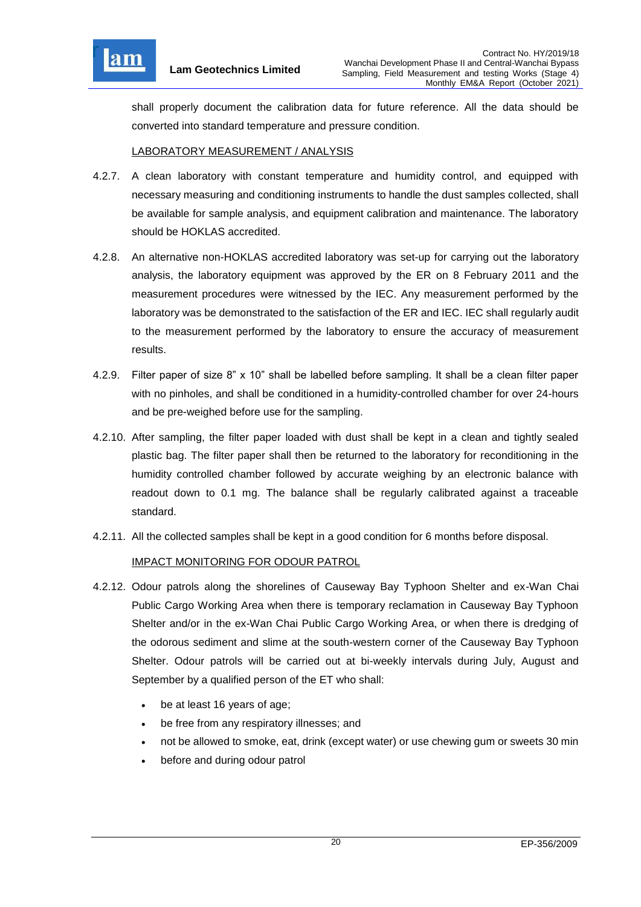shall properly document the calibration data for future reference. All the data should be converted into standard temperature and pressure condition.

LABORATORY MEASUREMENT / ANALYSIS

4.2.7. A clean laboratory with constant temperature and humidity control, and equipped with necessary measuring and conditioning instruments to handle the dust samples collected, shall be available for sample analysis, and equipment calibration and maintenance. The laboratory should be HOKLAS accredited.

4.2.8. An alternative non-HOKLAS accredited laboratory was set-up for carrying out the laboratory analysis, the laboratory equipment was approved by the ER on 8 February 2011 and the measurement procedures were witnessed by the IEC. Any measurement performed by the laboratory was be demonstrated to the satisfaction of the ER and IEC. IEC shall regularly audit to the measurement performed by the laboratory to ensure the accuracy of measurement results.

4.2.9. Filter paper of size 8" x 10" shall be labelled before sampling. It shall be a clean filter paper with no pinholes, and shall be conditioned in a humidity-controlled chamber for over 24-hours and be pre-weighed before use for the sampling.

4.2.10. After sampling, the filter paper loaded with dust shall be kept in a clean and tightly sealed plastic bag. The filter paper shall then be returned to the laboratory for reconditioning in the humidity controlled chamber followed by accurate weighing by an electronic balance with readout down to 0.1 mg. The balance shall be regularly calibrated against a traceable standard.

4.2.11. All the collected samples shall be kept in a good condition for 6 months before disposal.

IMPACT MONITORING FOR ODOUR PATROL

4.2.12. Odour patrols along the shorelines of Causeway Bay Typhoon Shelter and ex-Wan Chai Public Cargo Working Area when there is temporary reclamation in Causeway Bay Typhoon Shelter and/or in the ex-Wan Chai Public Cargo Working Area, or when there is dredging of the odorous sediment and slime at the south-western corner of the Causeway Bay Typhoon Shelter. Odour patrols will be carried out at bi-weekly intervals during July, August and September by a qualified person of the ET who shall:

- be at least 16 years of age;
- be free from any respiratory illnesses; and
- not be allowed to smoke, eat, drink (except water) or use chewing gum or sweets 30 min
- before and during odour patrol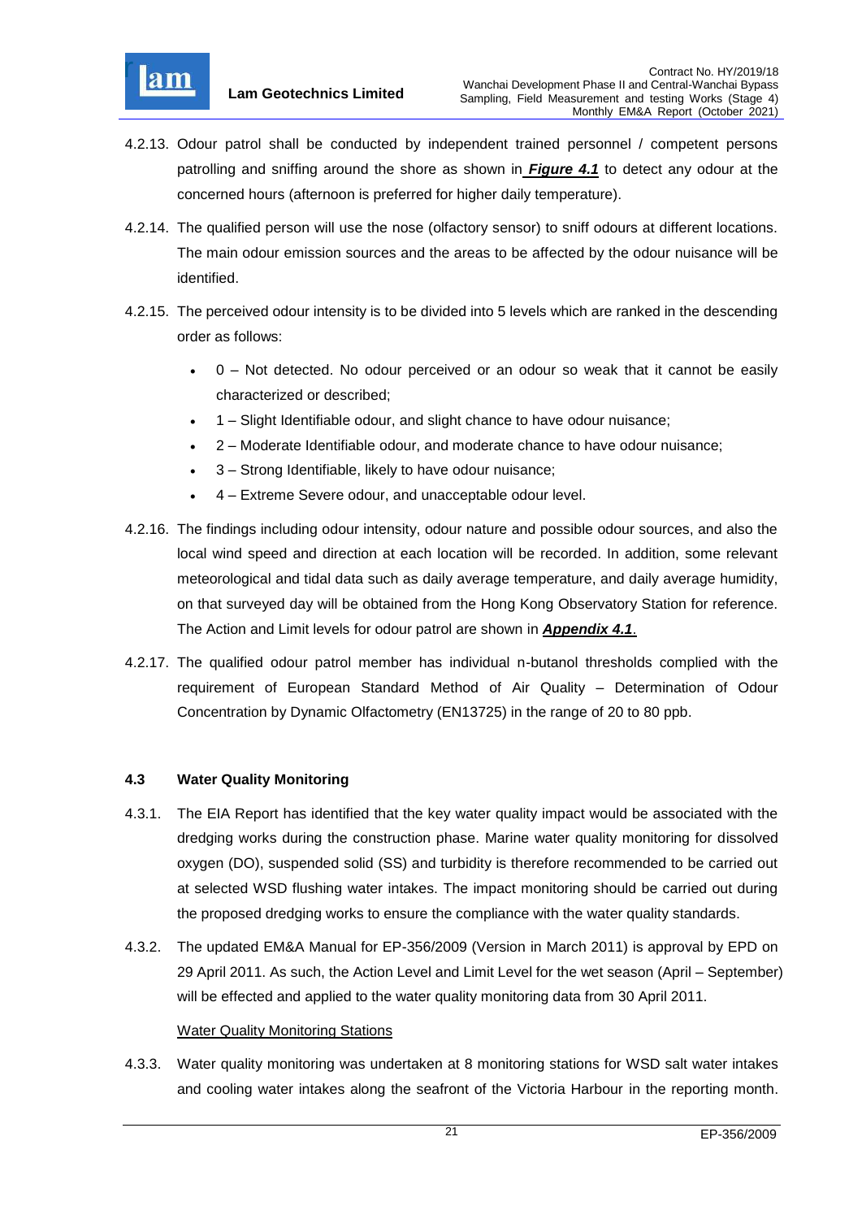4.2.13. Odour patrol shall be conducted by independent trained personnel / competent persons patrolling and sniffing around the shore as shown in ***Figure 4.1*** to detect any odour at the concerned hours (afternoon is preferred for higher daily temperature).

4.2.14. The qualified person will use the nose (olfactory sensor) to sniff odours at different locations. The main odour emission sources and the areas to be affected by the odour nuisance will be identified.

4.2.15. The perceived odour intensity is to be divided into 5 levels which are ranked in the descending order as follows:

- 0 – Not detected. No odour perceived or an odour so weak that it cannot be easily characterized or described;
- 1 – Slight Identifiable odour, and slight chance to have odour nuisance;
- 2 – Moderate Identifiable odour, and moderate chance to have odour nuisance;
- 3 – Strong Identifiable, likely to have odour nuisance;
- 4 – Extreme Severe odour, and unacceptable odour level.

4.2.16. The findings including odour intensity, odour nature and possible odour sources, and also the local wind speed and direction at each location will be recorded. In addition, some relevant meteorological and tidal data such as daily average temperature, and daily average humidity, on that surveyed day will be obtained from the Hong Kong Observatory Station for reference. The Action and Limit levels for odour patrol are shown in ***Appendix 4.1***.

4.2.17. The qualified odour patrol member has individual n-butanol thresholds complied with the requirement of European Standard Method of Air Quality – Determination of Odour Concentration by Dynamic Olfactometry (EN13725) in the range of 20 to 80 ppb.

### 4.3 Water Quality Monitoring

4.3.1. The EIA Report has identified that the key water quality impact would be associated with the dredging works during the construction phase. Marine water quality monitoring for dissolved oxygen (DO), suspended solid (SS) and turbidity is therefore recommended to be carried out at selected WSD flushing water intakes. The impact monitoring should be carried out during the proposed dredging works to ensure the compliance with the water quality standards.

4.3.2. The updated EM&A Manual for EP-356/2009 (Version in March 2011) is approval by EPD on 29 April 2011. As such, the Action Level and Limit Level for the wet season (April – September) will be effected and applied to the water quality monitoring data from 30 April 2011.

Water Quality Monitoring Stations

4.3.3. Water quality monitoring was undertaken at 8 monitoring stations for WSD salt water intakes and cooling water intakes along the seafront of the Victoria Harbour in the reporting month.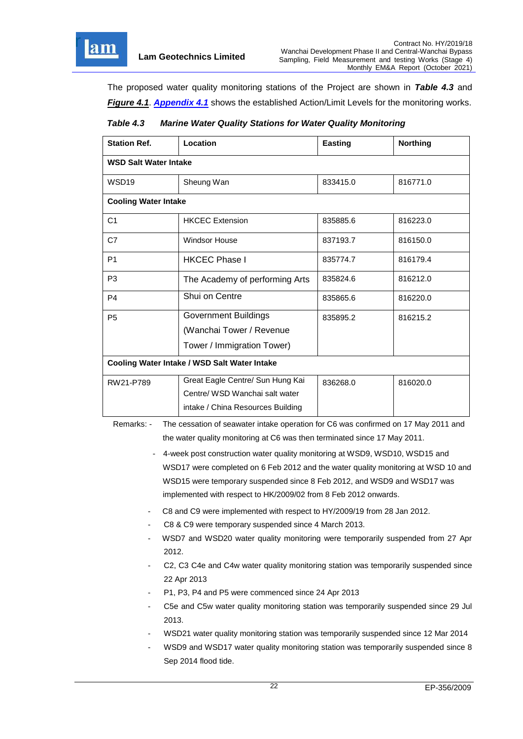The proposed water quality monitoring stations of the Project are shown in ***Table 4.3*** and ***Figure 4.1***. ***Appendix 4.1*** shows the established Action/Limit Levels for the monitoring works.

***Table 4.3 Marine Water Quality Stations for Water Quality Monitoring***

| Station Ref. | Location | Easting | Northing |
|---|---|---|---|
| **WSD Salt Water Intake** | | | |
| WSD19 | Sheung Wan | 833415.0 | 816771.0 |
| **Cooling Water Intake** | | | |
| C1 | HKCEC Extension | 835885.6 | 816223.0 |
| C7 | Windsor House | 837193.7 | 816150.0 |
| P1 | HKCEC Phase I | 835774.7 | 816179.4 |
| P3 | The Academy of performing Arts | 835824.6 | 816212.0 |
| P4 | Shui on Centre | 835865.6 | 816220.0 |
| P5 | Government Buildings (Wanchai Tower / Revenue Tower / Immigration Tower) | 835895.2 | 816215.2 |
| **Cooling Water Intake / WSD Salt Water Intake** | | | |
| RW21-P789 | Great Eagle Centre/ Sun Hung Kai Centre/ WSD Wanchai salt water intake / China Resources Building | 836268.0 | 816020.0 |

Remarks:
- The cessation of seawater intake operation for C6 was confirmed on 17 May 2011 and the water quality monitoring at C6 was then terminated since 17 May 2011.
- 4-week post construction water quality monitoring at WSD9, WSD10, WSD15 and WSD17 were completed on 6 Feb 2012 and the water quality monitoring at WSD 10 and WSD15 were temporary suspended since 8 Feb 2012, and WSD9 and WSD17 was implemented with respect to HK/2009/02 from 8 Feb 2012 onwards.
- C8 and C9 were implemented with respect to HY/2009/19 from 28 Jan 2012.
- C8 & C9 were temporary suspended since 4 March 2013.
- WSD7 and WSD20 water quality monitoring were temporarily suspended from 27 Apr 2012.
- C2, C3 C4e and C4w water quality monitoring station was temporarily suspended since 22 Apr 2013
- P1, P3, P4 and P5 were commenced since 24 Apr 2013
- C5e and C5w water quality monitoring station was temporarily suspended since 29 Jul 2013.
- WSD21 water quality monitoring station was temporarily suspended since 12 Mar 2014
- WSD9 and WSD17 water quality monitoring station was temporarily suspended since 8 Sep 2014 flood tide.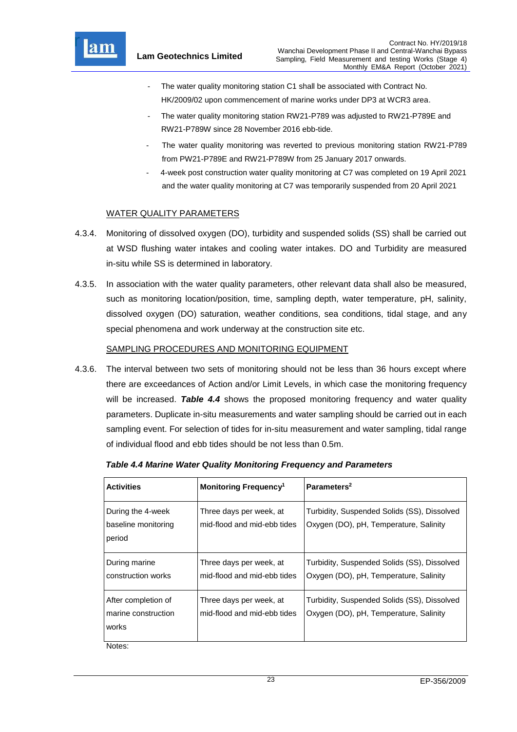- The water quality monitoring station C1 shall be associated with Contract No. HK/2009/02 upon commencement of marine works under DP3 at WCR3 area.
- The water quality monitoring station RW21-P789 was adjusted to RW21-P789E and RW21-P789W since 28 November 2016 ebb-tide.
- The water quality monitoring was reverted to previous monitoring station RW21-P789 from PW21-P789E and RW21-P789W from 25 January 2017 onwards.
- 4-week post construction water quality monitoring at C7 was completed on 19 April 2021 and the water quality monitoring at C7 was temporarily suspended from 20 April 2021

WATER QUALITY PARAMETERS

4.3.4. Monitoring of dissolved oxygen (DO), turbidity and suspended solids (SS) shall be carried out at WSD flushing water intakes and cooling water intakes. DO and Turbidity are measured in-situ while SS is determined in laboratory.

4.3.5. In association with the water quality parameters, other relevant data shall also be measured, such as monitoring location/position, time, sampling depth, water temperature, pH, salinity, dissolved oxygen (DO) saturation, weather conditions, sea conditions, tidal stage, and any special phenomena and work underway at the construction site etc.

SAMPLING PROCEDURES AND MONITORING EQUIPMENT

4.3.6. The interval between two sets of monitoring should not be less than 36 hours except where there are exceedances of Action and/or Limit Levels, in which case the monitoring frequency will be increased. ***Table 4.4*** shows the proposed monitoring frequency and water quality parameters. Duplicate in-situ measurements and water sampling should be carried out in each sampling event. For selection of tides for in-situ measurement and water sampling, tidal range of individual flood and ebb tides should be not less than 0.5m.

***Table 4.4 Marine Water Quality Monitoring Frequency and Parameters***

| Activities | Monitoring Frequency[1] | Parameters[2] |
|---|---|---|
| During the 4-week baseline monitoring period | Three days per week, at mid-flood and mid-ebb tides | Turbidity, Suspended Solids (SS), Dissolved Oxygen (DO), pH, Temperature, Salinity |
| During marine construction works | Three days per week, at mid-flood and mid-ebb tides | Turbidity, Suspended Solids (SS), Dissolved Oxygen (DO), pH, Temperature, Salinity |
| After completion of marine construction works | Three days per week, at mid-flood and mid-ebb tides | Turbidity, Suspended Solids (SS), Dissolved Oxygen (DO), pH, Temperature, Salinity |

Notes: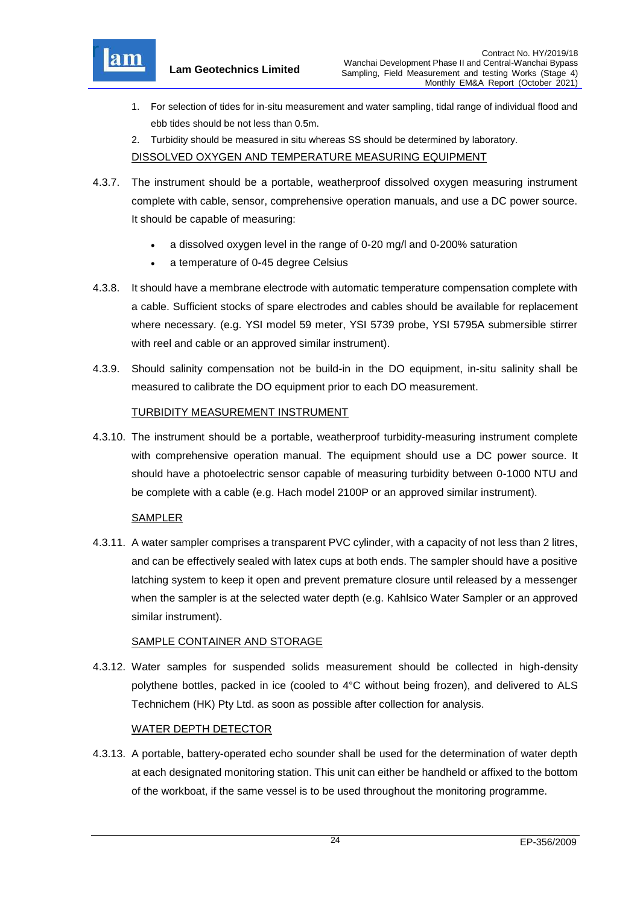1. For selection of tides for in-situ measurement and water sampling, tidal range of individual flood and ebb tides should be not less than 0.5m.
2. Turbidity should be measured in situ whereas SS should be determined by laboratory.

DISSOLVED OXYGEN AND TEMPERATURE MEASURING EQUIPMENT

4.3.7. The instrument should be a portable, weatherproof dissolved oxygen measuring instrument complete with cable, sensor, comprehensive operation manuals, and use a DC power source. It should be capable of measuring:

- a dissolved oxygen level in the range of 0-20 mg/l and 0-200% saturation
- a temperature of 0-45 degree Celsius

4.3.8. It should have a membrane electrode with automatic temperature compensation complete with a cable. Sufficient stocks of spare electrodes and cables should be available for replacement where necessary. (e.g. YSI model 59 meter, YSI 5739 probe, YSI 5795A submersible stirrer with reel and cable or an approved similar instrument).

4.3.9. Should salinity compensation not be build-in in the DO equipment, in-situ salinity shall be measured to calibrate the DO equipment prior to each DO measurement.

TURBIDITY MEASUREMENT INSTRUMENT

4.3.10. The instrument should be a portable, weatherproof turbidity-measuring instrument complete with comprehensive operation manual. The equipment should use a DC power source. It should have a photoelectric sensor capable of measuring turbidity between 0-1000 NTU and be complete with a cable (e.g. Hach model 2100P or an approved similar instrument).

SAMPLER

4.3.11. A water sampler comprises a transparent PVC cylinder, with a capacity of not less than 2 litres, and can be effectively sealed with latex cups at both ends. The sampler should have a positive latching system to keep it open and prevent premature closure until released by a messenger when the sampler is at the selected water depth (e.g. Kahlsico Water Sampler or an approved similar instrument).

SAMPLE CONTAINER AND STORAGE

4.3.12. Water samples for suspended solids measurement should be collected in high-density polythene bottles, packed in ice (cooled to 4°C without being frozen), and delivered to ALS Technichem (HK) Pty Ltd. as soon as possible after collection for analysis.

WATER DEPTH DETECTOR

4.3.13. A portable, battery-operated echo sounder shall be used for the determination of water depth at each designated monitoring station. This unit can either be handheld or affixed to the bottom of the workboat, if the same vessel is to be used throughout the monitoring programme.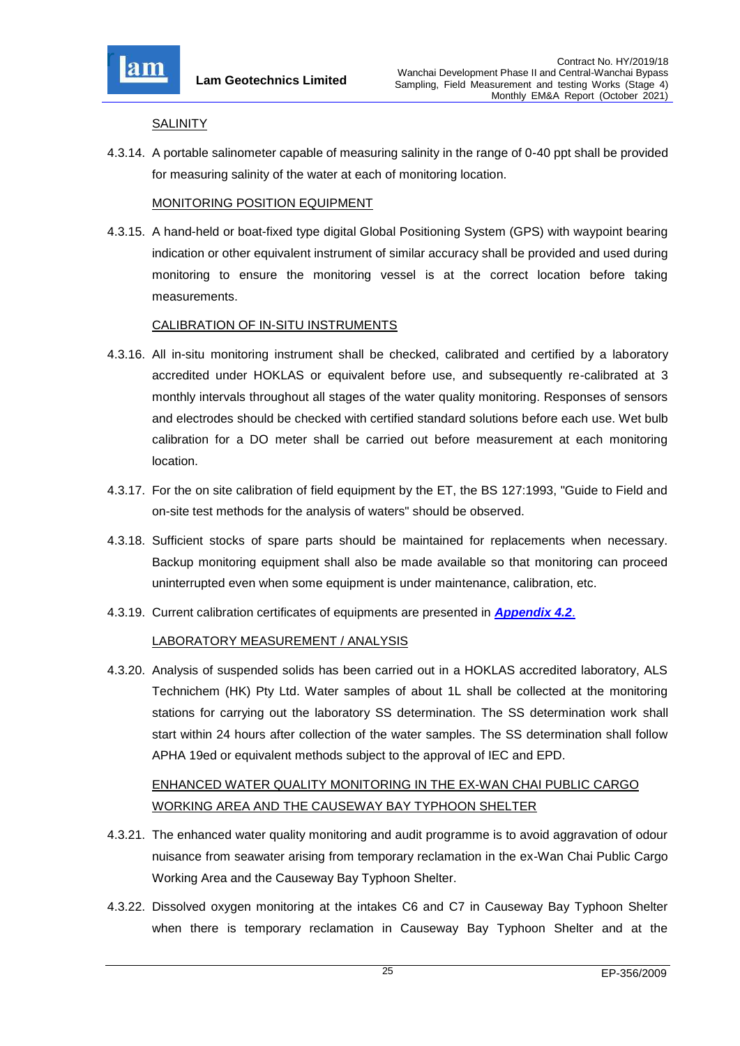SALINITY

4.3.14. A portable salinometer capable of measuring salinity in the range of 0-40 ppt shall be provided for measuring salinity of the water at each of monitoring location.

MONITORING POSITION EQUIPMENT

4.3.15. A hand-held or boat-fixed type digital Global Positioning System (GPS) with waypoint bearing indication or other equivalent instrument of similar accuracy shall be provided and used during monitoring to ensure the monitoring vessel is at the correct location before taking measurements.

CALIBRATION OF IN-SITU INSTRUMENTS

4.3.16. All in-situ monitoring instrument shall be checked, calibrated and certified by a laboratory accredited under HOKLAS or equivalent before use, and subsequently re-calibrated at 3 monthly intervals throughout all stages of the water quality monitoring. Responses of sensors and electrodes should be checked with certified standard solutions before each use. Wet bulb calibration for a DO meter shall be carried out before measurement at each monitoring location.

4.3.17. For the on site calibration of field equipment by the ET, the BS 127:1993, "Guide to Field and on-site test methods for the analysis of waters" should be observed.

4.3.18. Sufficient stocks of spare parts should be maintained for replacements when necessary. Backup monitoring equipment shall also be made available so that monitoring can proceed uninterrupted even when some equipment is under maintenance, calibration, etc.

4.3.19. Current calibration certificates of equipments are presented in ***Appendix 4.2***.

LABORATORY MEASUREMENT / ANALYSIS

4.3.20. Analysis of suspended solids has been carried out in a HOKLAS accredited laboratory, ALS Technichem (HK) Pty Ltd. Water samples of about 1L shall be collected at the monitoring stations for carrying out the laboratory SS determination. The SS determination work shall start within 24 hours after collection of the water samples. The SS determination shall follow APHA 19ed or equivalent methods subject to the approval of IEC and EPD.

ENHANCED WATER QUALITY MONITORING IN THE EX-WAN CHAI PUBLIC CARGO WORKING AREA AND THE CAUSEWAY BAY TYPHOON SHELTER

4.3.21. The enhanced water quality monitoring and audit programme is to avoid aggravation of odour nuisance from seawater arising from temporary reclamation in the ex-Wan Chai Public Cargo Working Area and the Causeway Bay Typhoon Shelter.

4.3.22. Dissolved oxygen monitoring at the intakes C6 and C7 in Causeway Bay Typhoon Shelter when there is temporary reclamation in Causeway Bay Typhoon Shelter and at the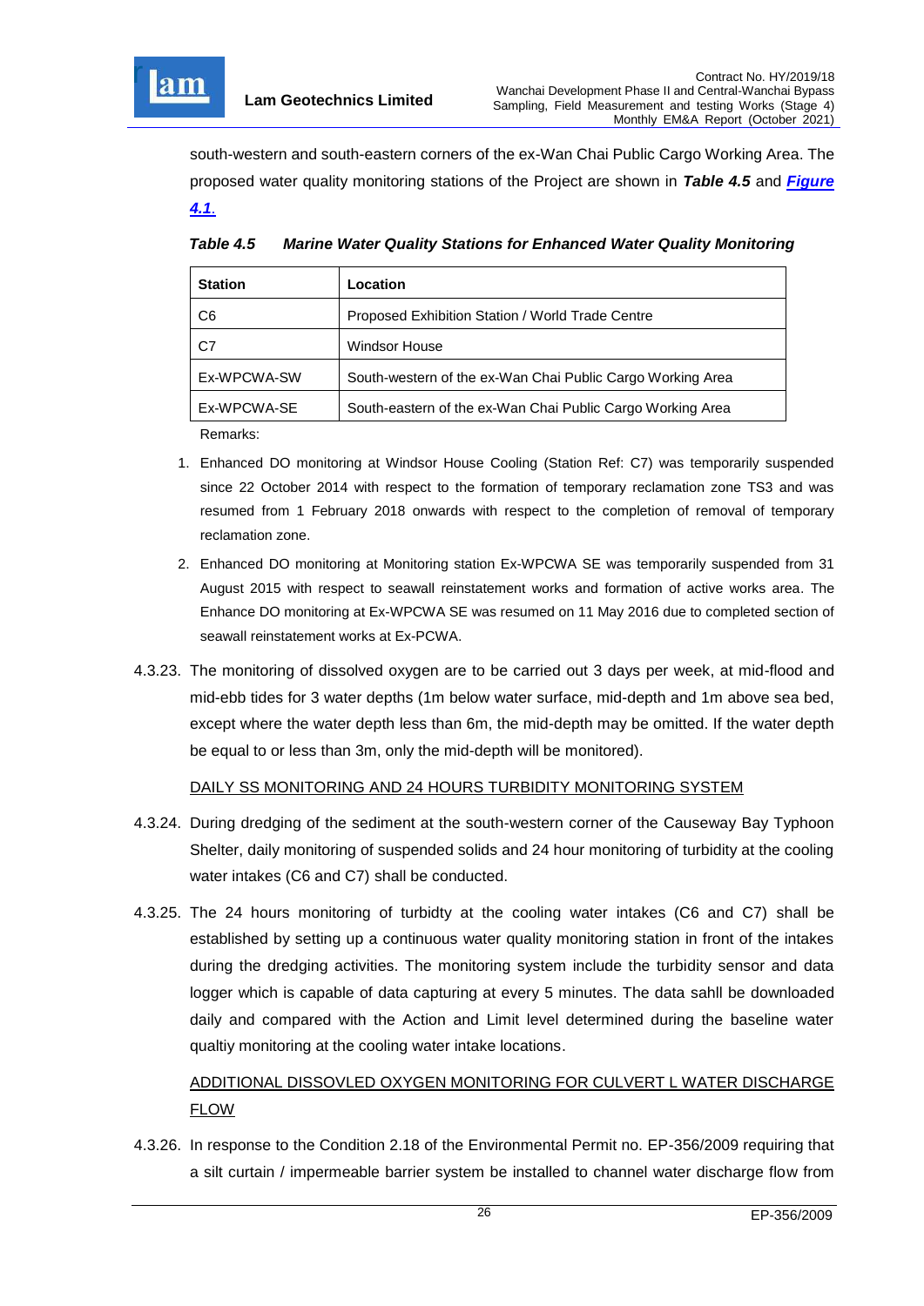south-western and south-eastern corners of the ex-Wan Chai Public Cargo Working Area. The proposed water quality monitoring stations of the Project are shown in ***Table 4.5*** and ***Figure 4.1***.

***Table 4.5 Marine Water Quality Stations for Enhanced Water Quality Monitoring***

| **Station** | **Location** |
|---|---|
| C6 | Proposed Exhibition Station / World Trade Centre |
| C7 | Windsor House |
| Ex-WPCWA-SW | South-western of the ex-Wan Chai Public Cargo Working Area |
| Ex-WPCWA-SE | South-eastern of the ex-Wan Chai Public Cargo Working Area |

Remarks:

1. Enhanced DO monitoring at Windsor House Cooling (Station Ref: C7) was temporarily suspended since 22 October 2014 with respect to the formation of temporary reclamation zone TS3 and was resumed from 1 February 2018 onwards with respect to the completion of removal of temporary reclamation zone.
2. Enhanced DO monitoring at Monitoring station Ex-WPCWA SE was temporarily suspended from 31 August 2015 with respect to seawall reinstatement works and formation of active works area. The Enhance DO monitoring at Ex-WPCWA SE was resumed on 11 May 2016 due to completed section of seawall reinstatement works at Ex-PCWA.

4.3.23. The monitoring of dissolved oxygen are to be carried out 3 days per week, at mid-flood and mid-ebb tides for 3 water depths (1m below water surface, mid-depth and 1m above sea bed, except where the water depth less than 6m, the mid-depth may be omitted. If the water depth be equal to or less than 3m, only the mid-depth will be monitored).

DAILY SS MONITORING AND 24 HOURS TURBIDITY MONITORING SYSTEM

4.3.24. During dredging of the sediment at the south-western corner of the Causeway Bay Typhoon Shelter, daily monitoring of suspended solids and 24 hour monitoring of turbidity at the cooling water intakes (C6 and C7) shall be conducted.

4.3.25. The 24 hours monitoring of turbidty at the cooling water intakes (C6 and C7) shall be established by setting up a continuous water quality monitoring station in front of the intakes during the dredging activities. The monitoring system include the turbidity sensor and data logger which is capable of data capturing at every 5 minutes. The data sahll be downloaded daily and compared with the Action and Limit level determined during the baseline water qualtiy monitoring at the cooling water intake locations.

ADDITIONAL DISSOVLED OXYGEN MONITORING FOR CULVERT L WATER DISCHARGE FLOW

4.3.26. In response to the Condition 2.18 of the Environmental Permit no. EP-356/2009 requiring that a silt curtain / impermeable barrier system be installed to channel water discharge flow from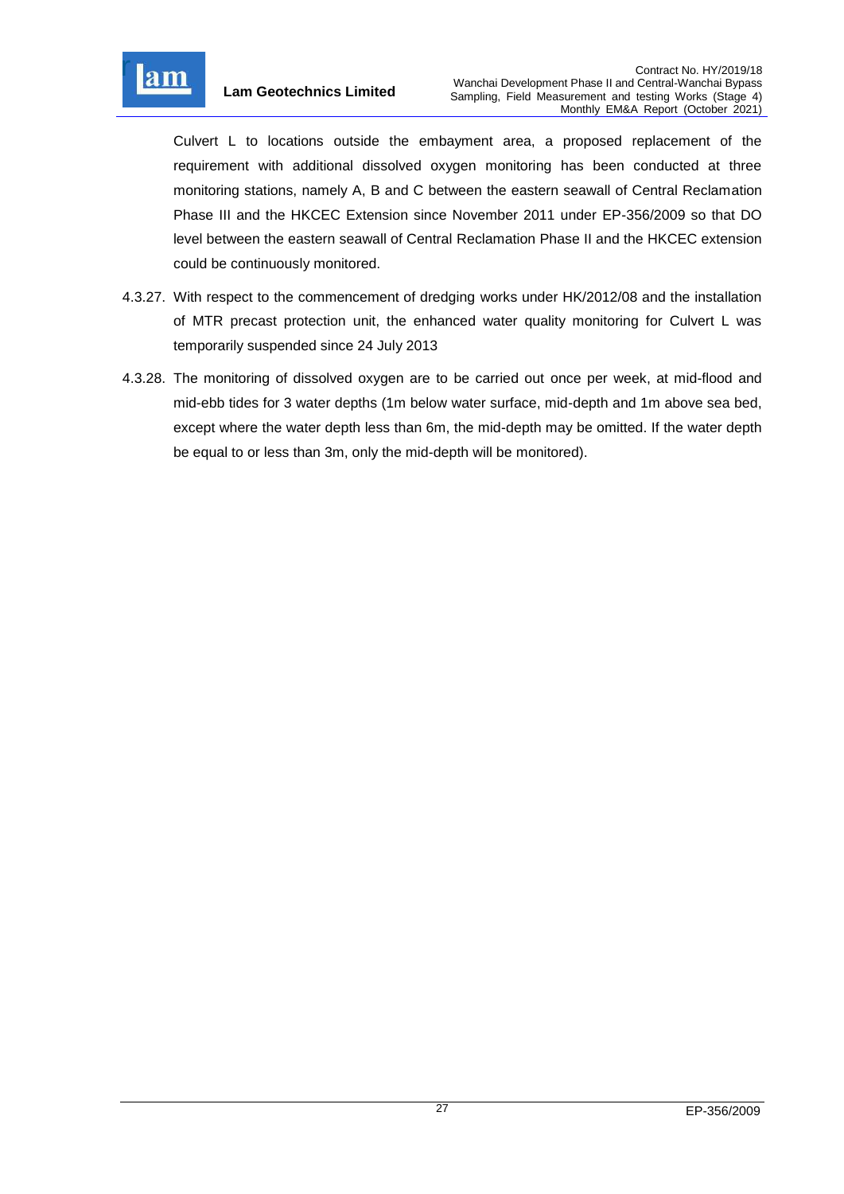Culvert L to locations outside the embayment area, a proposed replacement of the requirement with additional dissolved oxygen monitoring has been conducted at three monitoring stations, namely A, B and C between the eastern seawall of Central Reclamation Phase III and the HKCEC Extension since November 2011 under EP-356/2009 so that DO level between the eastern seawall of Central Reclamation Phase II and the HKCEC extension could be continuously monitored.

4.3.27. With respect to the commencement of dredging works under HK/2012/08 and the installation of MTR precast protection unit, the enhanced water quality monitoring for Culvert L was temporarily suspended since 24 July 2013

4.3.28. The monitoring of dissolved oxygen are to be carried out once per week, at mid-flood and mid-ebb tides for 3 water depths (1m below water surface, mid-depth and 1m above sea bed, except where the water depth less than 6m, the mid-depth may be omitted. If the water depth be equal to or less than 3m, only the mid-depth will be monitored).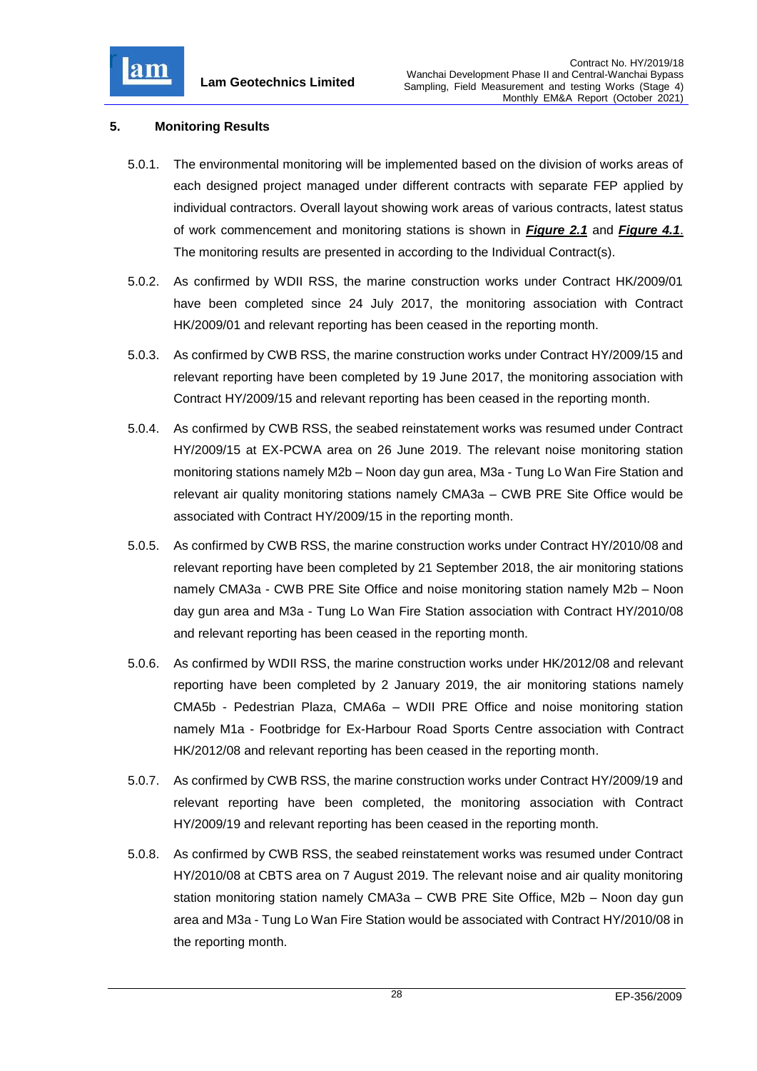## 5. Monitoring Results

5.0.1. The environmental monitoring will be implemented based on the division of works areas of each designed project managed under different contracts with separate FEP applied by individual contractors. Overall layout showing work areas of various contracts, latest status of work commencement and monitoring stations is shown in ***Figure 2.1*** and ***Figure 4.1***. The monitoring results are presented in according to the Individual Contract(s).

5.0.2. As confirmed by WDII RSS, the marine construction works under Contract HK/2009/01 have been completed since 24 July 2017, the monitoring association with Contract HK/2009/01 and relevant reporting has been ceased in the reporting month.

5.0.3. As confirmed by CWB RSS, the marine construction works under Contract HY/2009/15 and relevant reporting have been completed by 19 June 2017, the monitoring association with Contract HY/2009/15 and relevant reporting has been ceased in the reporting month.

5.0.4. As confirmed by CWB RSS, the seabed reinstatement works was resumed under Contract HY/2009/15 at EX-PCWA area on 26 June 2019. The relevant noise monitoring station monitoring stations namely M2b – Noon day gun area, M3a - Tung Lo Wan Fire Station and relevant air quality monitoring stations namely CMA3a – CWB PRE Site Office would be associated with Contract HY/2009/15 in the reporting month.

5.0.5. As confirmed by CWB RSS, the marine construction works under Contract HY/2010/08 and relevant reporting have been completed by 21 September 2018, the air monitoring stations namely CMA3a - CWB PRE Site Office and noise monitoring station namely M2b – Noon day gun area and M3a - Tung Lo Wan Fire Station association with Contract HY/2010/08 and relevant reporting has been ceased in the reporting month.

5.0.6. As confirmed by WDII RSS, the marine construction works under HK/2012/08 and relevant reporting have been completed by 2 January 2019, the air monitoring stations namely CMA5b - Pedestrian Plaza, CMA6a – WDII PRE Office and noise monitoring station namely M1a - Footbridge for Ex-Harbour Road Sports Centre association with Contract HK/2012/08 and relevant reporting has been ceased in the reporting month.

5.0.7. As confirmed by CWB RSS, the marine construction works under Contract HY/2009/19 and relevant reporting have been completed, the monitoring association with Contract HY/2009/19 and relevant reporting has been ceased in the reporting month.

5.0.8. As confirmed by CWB RSS, the seabed reinstatement works was resumed under Contract HY/2010/08 at CBTS area on 7 August 2019. The relevant noise and air quality monitoring station monitoring station namely CMA3a – CWB PRE Site Office, M2b – Noon day gun area and M3a - Tung Lo Wan Fire Station would be associated with Contract HY/2010/08 in the reporting month.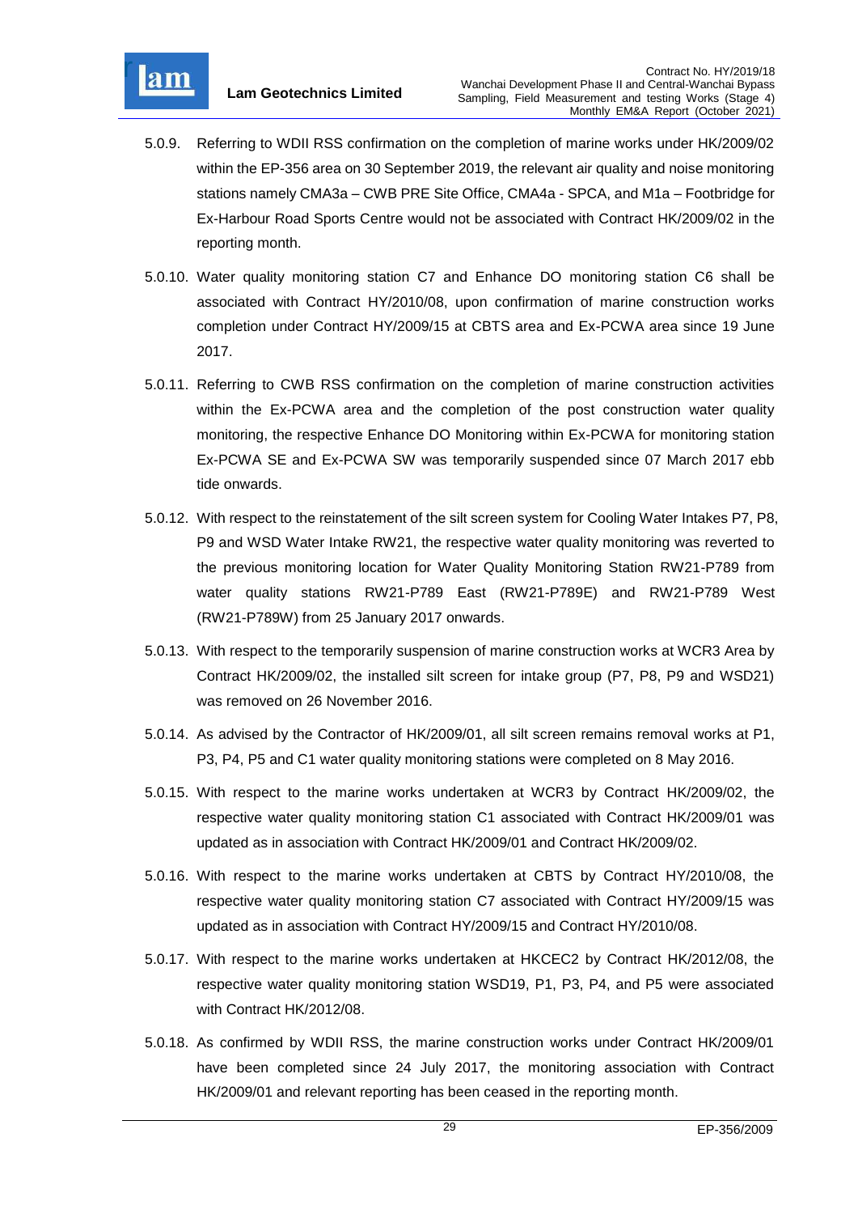5.0.9. Referring to WDII RSS confirmation on the completion of marine works under HK/2009/02 within the EP-356 area on 30 September 2019, the relevant air quality and noise monitoring stations namely CMA3a – CWB PRE Site Office, CMA4a - SPCA, and M1a – Footbridge for Ex-Harbour Road Sports Centre would not be associated with Contract HK/2009/02 in the reporting month.

5.0.10. Water quality monitoring station C7 and Enhance DO monitoring station C6 shall be associated with Contract HY/2010/08, upon confirmation of marine construction works completion under Contract HY/2009/15 at CBTS area and Ex-PCWA area since 19 June 2017.

5.0.11. Referring to CWB RSS confirmation on the completion of marine construction activities within the Ex-PCWA area and the completion of the post construction water quality monitoring, the respective Enhance DO Monitoring within Ex-PCWA for monitoring station Ex-PCWA SE and Ex-PCWA SW was temporarily suspended since 07 March 2017 ebb tide onwards.

5.0.12. With respect to the reinstatement of the silt screen system for Cooling Water Intakes P7, P8, P9 and WSD Water Intake RW21, the respective water quality monitoring was reverted to the previous monitoring location for Water Quality Monitoring Station RW21-P789 from water quality stations RW21-P789 East (RW21-P789E) and RW21-P789 West (RW21-P789W) from 25 January 2017 onwards.

5.0.13. With respect to the temporarily suspension of marine construction works at WCR3 Area by Contract HK/2009/02, the installed silt screen for intake group (P7, P8, P9 and WSD21) was removed on 26 November 2016.

5.0.14. As advised by the Contractor of HK/2009/01, all silt screen remains removal works at P1, P3, P4, P5 and C1 water quality monitoring stations were completed on 8 May 2016.

5.0.15. With respect to the marine works undertaken at WCR3 by Contract HK/2009/02, the respective water quality monitoring station C1 associated with Contract HK/2009/01 was updated as in association with Contract HK/2009/01 and Contract HK/2009/02.

5.0.16. With respect to the marine works undertaken at CBTS by Contract HY/2010/08, the respective water quality monitoring station C7 associated with Contract HY/2009/15 was updated as in association with Contract HY/2009/15 and Contract HY/2010/08.

5.0.17. With respect to the marine works undertaken at HKCEC2 by Contract HK/2012/08, the respective water quality monitoring station WSD19, P1, P3, P4, and P5 were associated with Contract HK/2012/08.

5.0.18. As confirmed by WDII RSS, the marine construction works under Contract HK/2009/01 have been completed since 24 July 2017, the monitoring association with Contract HK/2009/01 and relevant reporting has been ceased in the reporting month.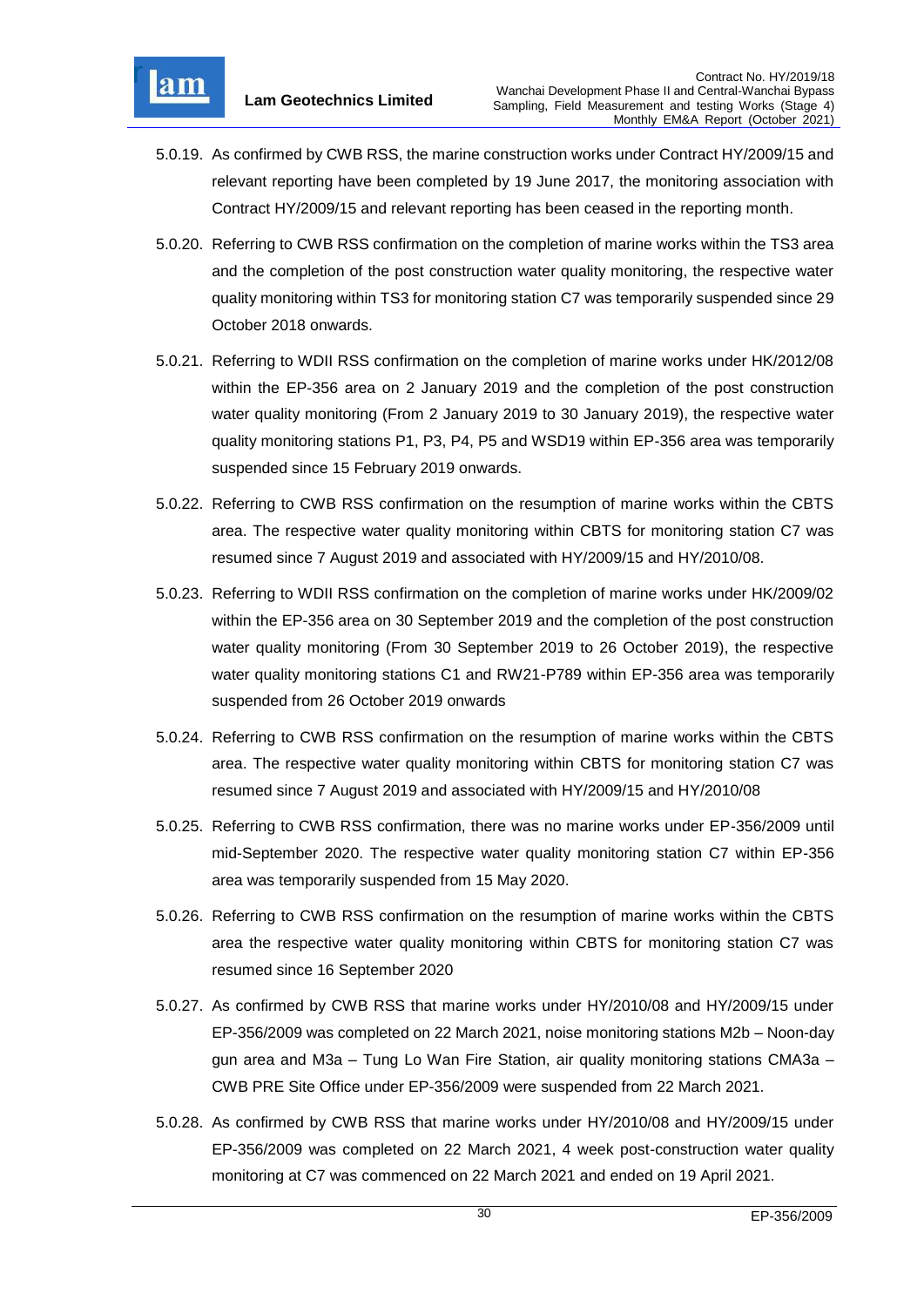5.0.19. As confirmed by CWB RSS, the marine construction works under Contract HY/2009/15 and relevant reporting have been completed by 19 June 2017, the monitoring association with Contract HY/2009/15 and relevant reporting has been ceased in the reporting month.

5.0.20. Referring to CWB RSS confirmation on the completion of marine works within the TS3 area and the completion of the post construction water quality monitoring, the respective water quality monitoring within TS3 for monitoring station C7 was temporarily suspended since 29 October 2018 onwards.

5.0.21. Referring to WDII RSS confirmation on the completion of marine works under HK/2012/08 within the EP-356 area on 2 January 2019 and the completion of the post construction water quality monitoring (From 2 January 2019 to 30 January 2019), the respective water quality monitoring stations P1, P3, P4, P5 and WSD19 within EP-356 area was temporarily suspended since 15 February 2019 onwards.

5.0.22. Referring to CWB RSS confirmation on the resumption of marine works within the CBTS area. The respective water quality monitoring within CBTS for monitoring station C7 was resumed since 7 August 2019 and associated with HY/2009/15 and HY/2010/08.

5.0.23. Referring to WDII RSS confirmation on the completion of marine works under HK/2009/02 within the EP-356 area on 30 September 2019 and the completion of the post construction water quality monitoring (From 30 September 2019 to 26 October 2019), the respective water quality monitoring stations C1 and RW21-P789 within EP-356 area was temporarily suspended from 26 October 2019 onwards

5.0.24. Referring to CWB RSS confirmation on the resumption of marine works within the CBTS area. The respective water quality monitoring within CBTS for monitoring station C7 was resumed since 7 August 2019 and associated with HY/2009/15 and HY/2010/08

5.0.25. Referring to CWB RSS confirmation, there was no marine works under EP-356/2009 until mid-September 2020. The respective water quality monitoring station C7 within EP-356 area was temporarily suspended from 15 May 2020.

5.0.26. Referring to CWB RSS confirmation on the resumption of marine works within the CBTS area the respective water quality monitoring within CBTS for monitoring station C7 was resumed since 16 September 2020

5.0.27. As confirmed by CWB RSS that marine works under HY/2010/08 and HY/2009/15 under EP-356/2009 was completed on 22 March 2021, noise monitoring stations M2b – Noon-day gun area and M3a – Tung Lo Wan Fire Station, air quality monitoring stations CMA3a – CWB PRE Site Office under EP-356/2009 were suspended from 22 March 2021.

5.0.28. As confirmed by CWB RSS that marine works under HY/2010/08 and HY/2009/15 under EP-356/2009 was completed on 22 March 2021, 4 week post-construction water quality monitoring at C7 was commenced on 22 March 2021 and ended on 19 April 2021.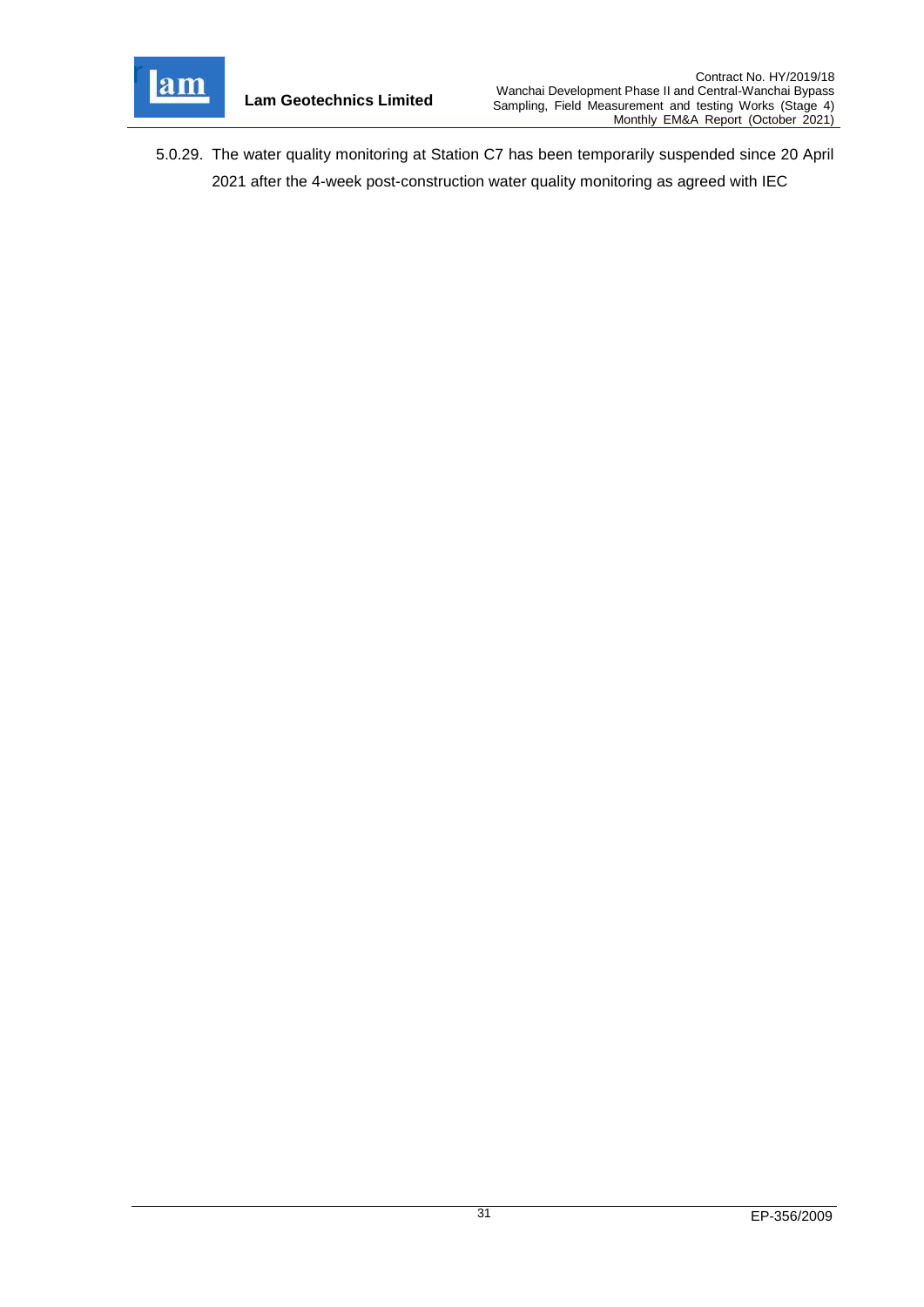5.0.29. The water quality monitoring at Station C7 has been temporarily suspended since 20 April 2021 after the 4-week post-construction water quality monitoring as agreed with IEC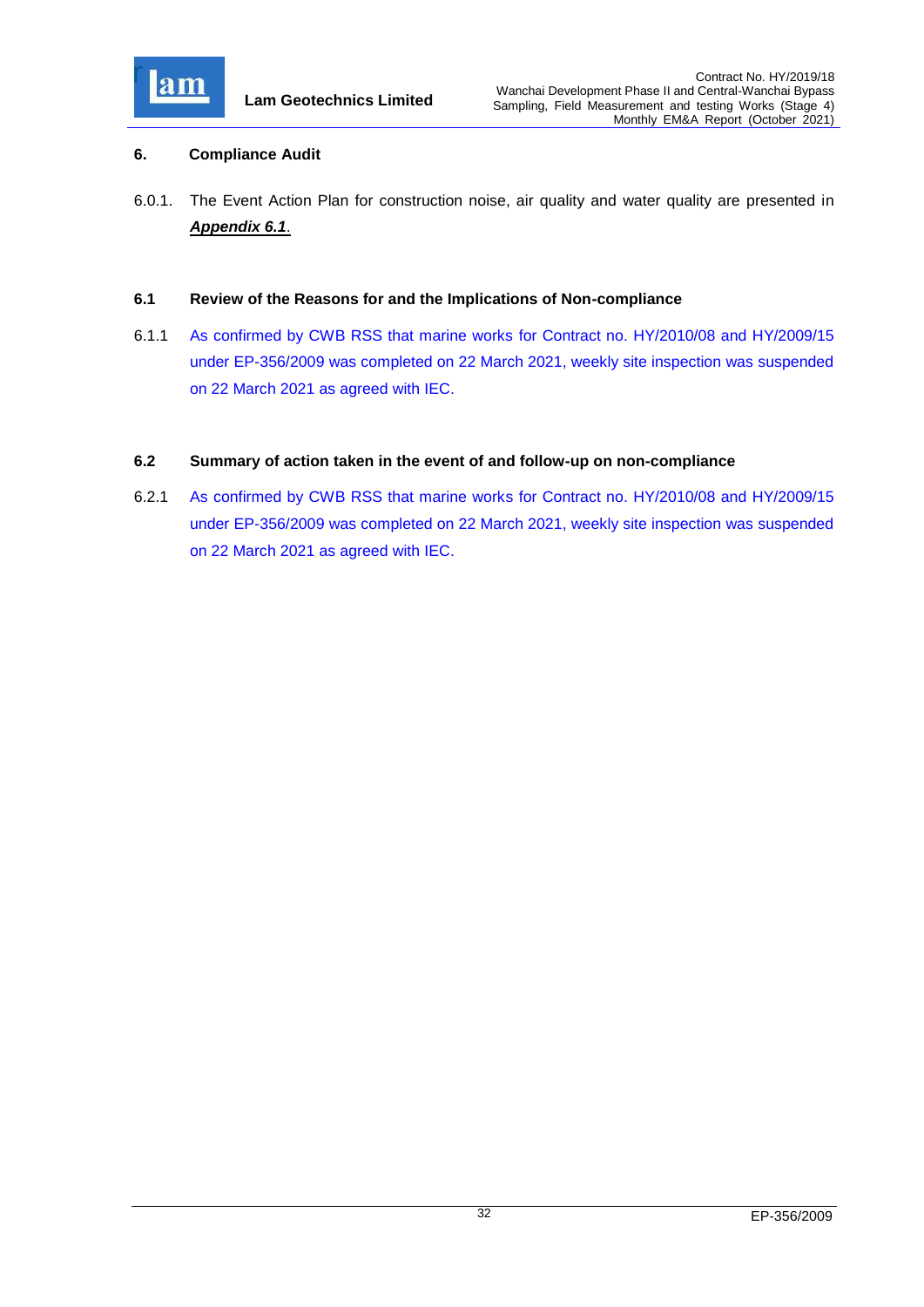## 6. Compliance Audit

6.0.1. The Event Action Plan for construction noise, air quality and water quality are presented in ***Appendix 6.1***.

### 6.1 Review of the Reasons for and the Implications of Non-compliance

6.1.1 As confirmed by CWB RSS that marine works for Contract no. HY/2010/08 and HY/2009/15 under EP-356/2009 was completed on 22 March 2021, weekly site inspection was suspended on 22 March 2021 as agreed with IEC.

### 6.2 Summary of action taken in the event of and follow-up on non-compliance

6.2.1 As confirmed by CWB RSS that marine works for Contract no. HY/2010/08 and HY/2009/15 under EP-356/2009 was completed on 22 March 2021, weekly site inspection was suspended on 22 March 2021 as agreed with IEC.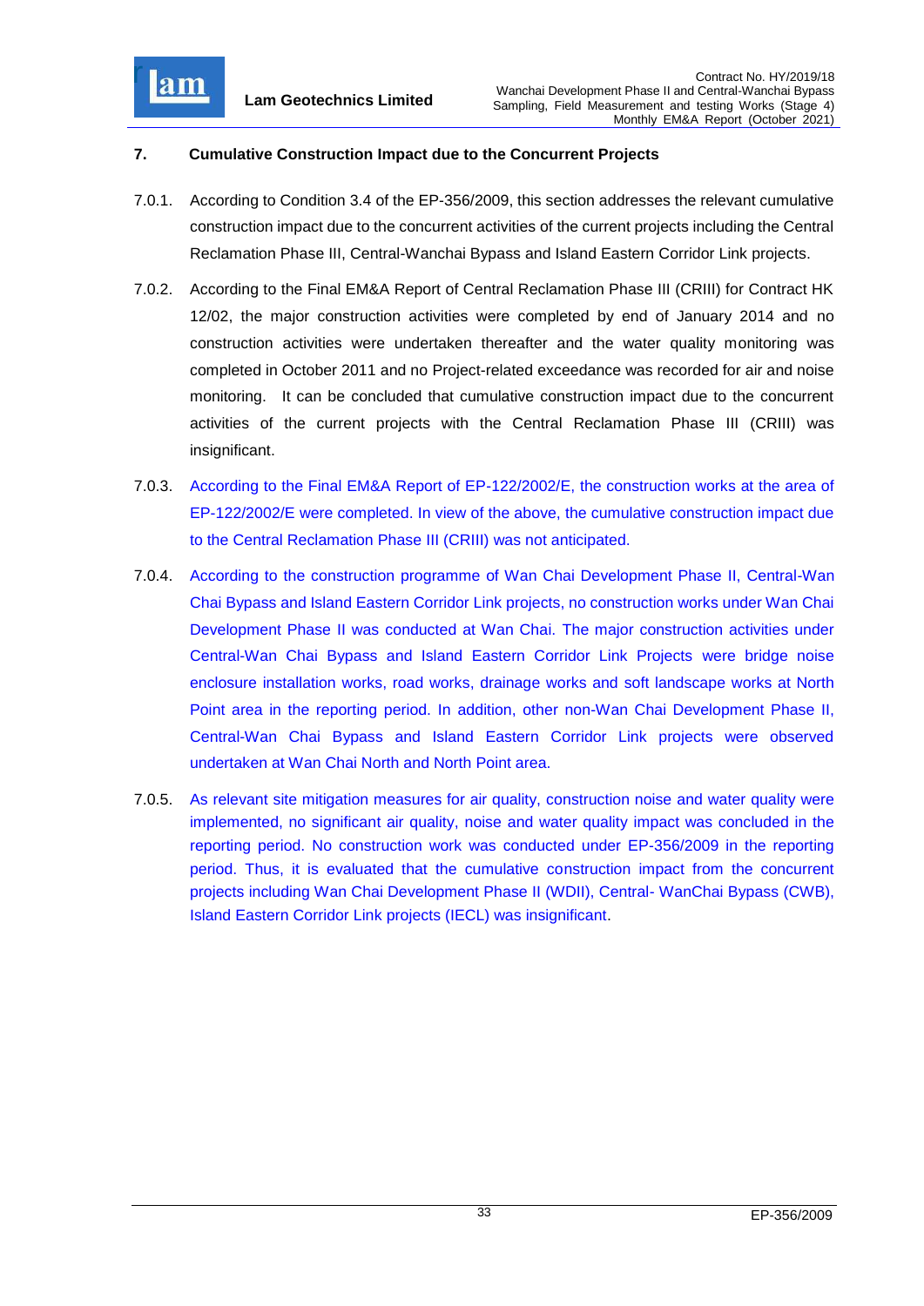## 7. Cumulative Construction Impact due to the Concurrent Projects

7.0.1. According to Condition 3.4 of the EP-356/2009, this section addresses the relevant cumulative construction impact due to the concurrent activities of the current projects including the Central Reclamation Phase III, Central-Wanchai Bypass and Island Eastern Corridor Link projects.

7.0.2. According to the Final EM&A Report of Central Reclamation Phase III (CRIII) for Contract HK 12/02, the major construction activities were completed by end of January 2014 and no construction activities were undertaken thereafter and the water quality monitoring was completed in October 2011 and no Project-related exceedance was recorded for air and noise monitoring. It can be concluded that cumulative construction impact due to the concurrent activities of the current projects with the Central Reclamation Phase III (CRIII) was insignificant.

7.0.3. According to the Final EM&A Report of EP-122/2002/E, the construction works at the area of EP-122/2002/E were completed. In view of the above, the cumulative construction impact due to the Central Reclamation Phase III (CRIII) was not anticipated.

7.0.4. According to the construction programme of Wan Chai Development Phase II, Central-Wan Chai Bypass and Island Eastern Corridor Link projects, no construction works under Wan Chai Development Phase II was conducted at Wan Chai. The major construction activities under Central-Wan Chai Bypass and Island Eastern Corridor Link Projects were bridge noise enclosure installation works, road works, drainage works and soft landscape works at North Point area in the reporting period. In addition, other non-Wan Chai Development Phase II, Central-Wan Chai Bypass and Island Eastern Corridor Link projects were observed undertaken at Wan Chai North and North Point area.

7.0.5. As relevant site mitigation measures for air quality, construction noise and water quality were implemented, no significant air quality, noise and water quality impact was concluded in the reporting period. No construction work was conducted under EP-356/2009 in the reporting period. Thus, it is evaluated that the cumulative construction impact from the concurrent projects including Wan Chai Development Phase II (WDII), Central- WanChai Bypass (CWB), Island Eastern Corridor Link projects (IECL) was insignificant.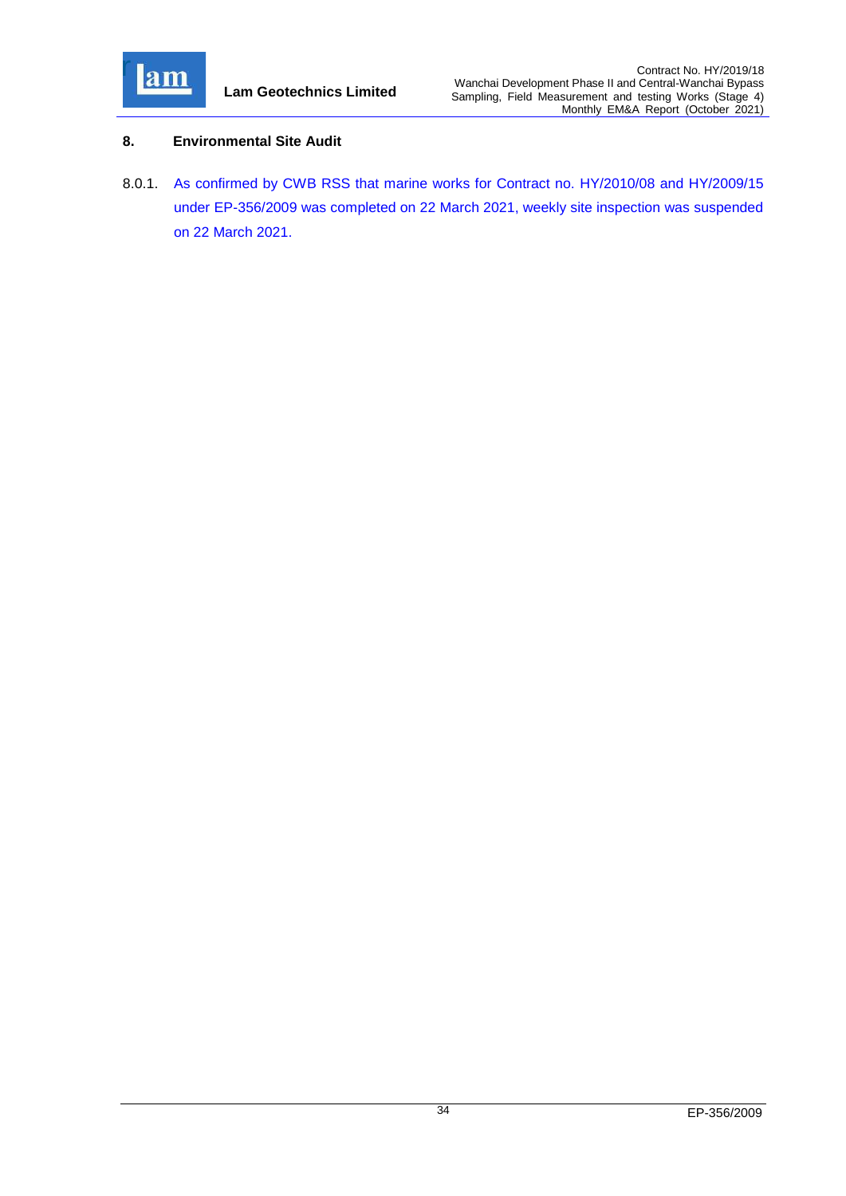## 8. Environmental Site Audit

8.0.1. As confirmed by CWB RSS that marine works for Contract no. HY/2010/08 and HY/2009/15 under EP-356/2009 was completed on 22 March 2021, weekly site inspection was suspended on 22 March 2021.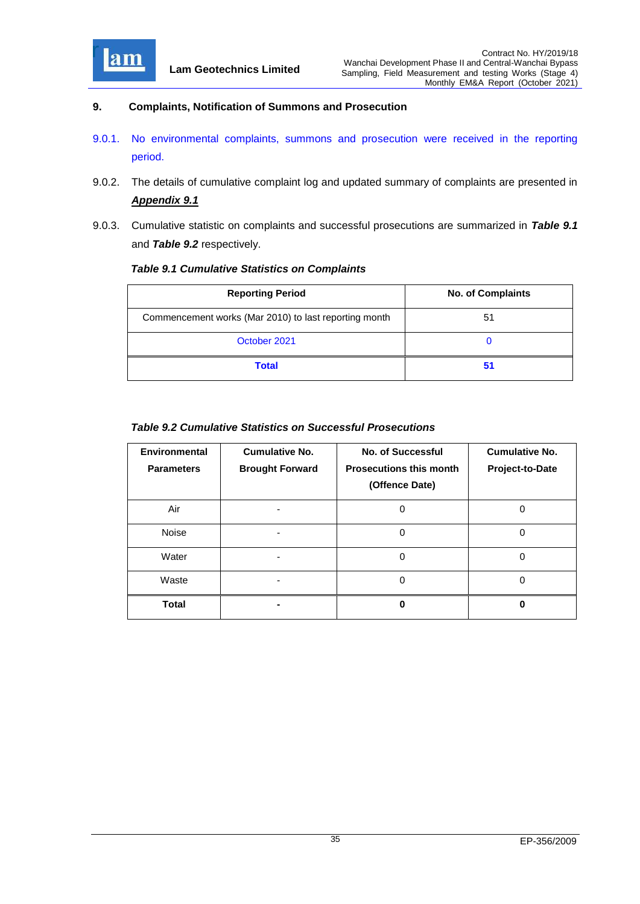## 9. Complaints, Notification of Summons and Prosecution

9.0.1. No environmental complaints, summons and prosecution were received in the reporting period.

9.0.2. The details of cumulative complaint log and updated summary of complaints are presented in ***Appendix 9.1***

9.0.3. Cumulative statistic on complaints and successful prosecutions are summarized in ***Table 9.1*** and ***Table 9.2*** respectively.

***Table 9.1 Cumulative Statistics on Complaints***

| Reporting Period | No. of Complaints |
|---|---|
| Commencement works (Mar 2010) to last reporting month | 51 |
| October 2021 | 0 |
| **Total** | **51** |

***Table 9.2 Cumulative Statistics on Successful Prosecutions***

| Environmental Parameters | Cumulative No. Brought Forward | No. of Successful Prosecutions this month (Offence Date) | Cumulative No. Project-to-Date |
|---|---|---|---|
| Air | - | 0 | 0 |
| Noise | - | 0 | 0 |
| Water | - | 0 | 0 |
| Waste | - | 0 | 0 |
| **Total** | **-** | **0** | **0** |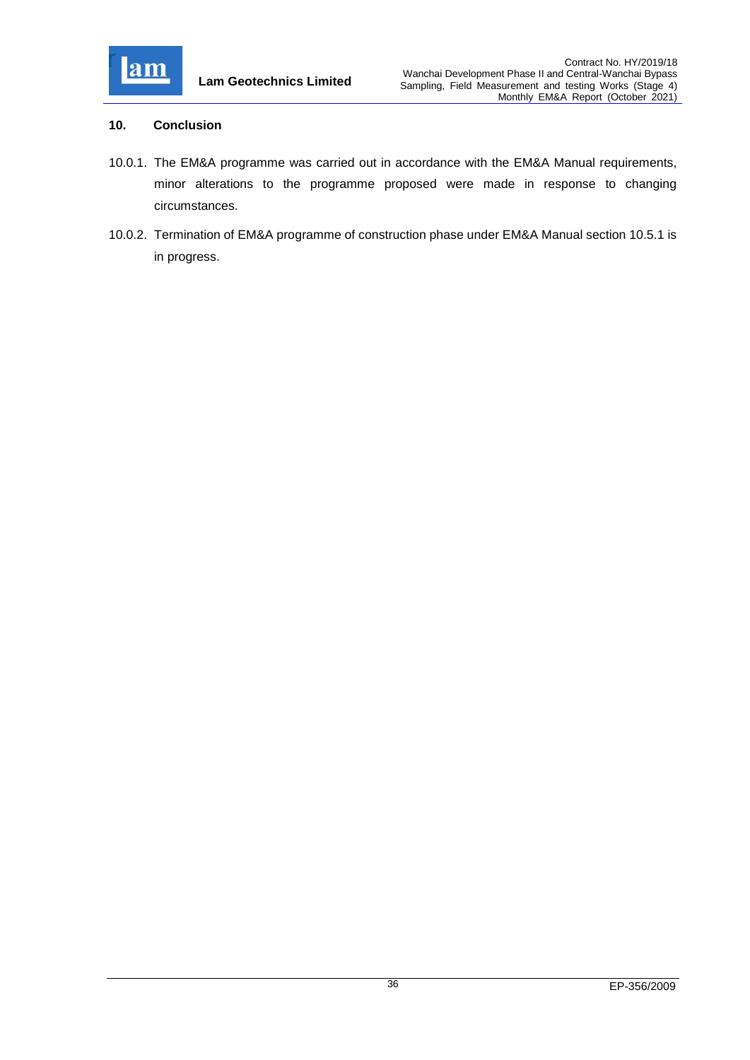## 10. Conclusion

10.0.1. The EM&A programme was carried out in accordance with the EM&A Manual requirements, minor alterations to the programme proposed were made in response to changing circumstances.

10.0.2. Termination of EM&A programme of construction phase under EM&A Manual section 10.5.1 is in progress.